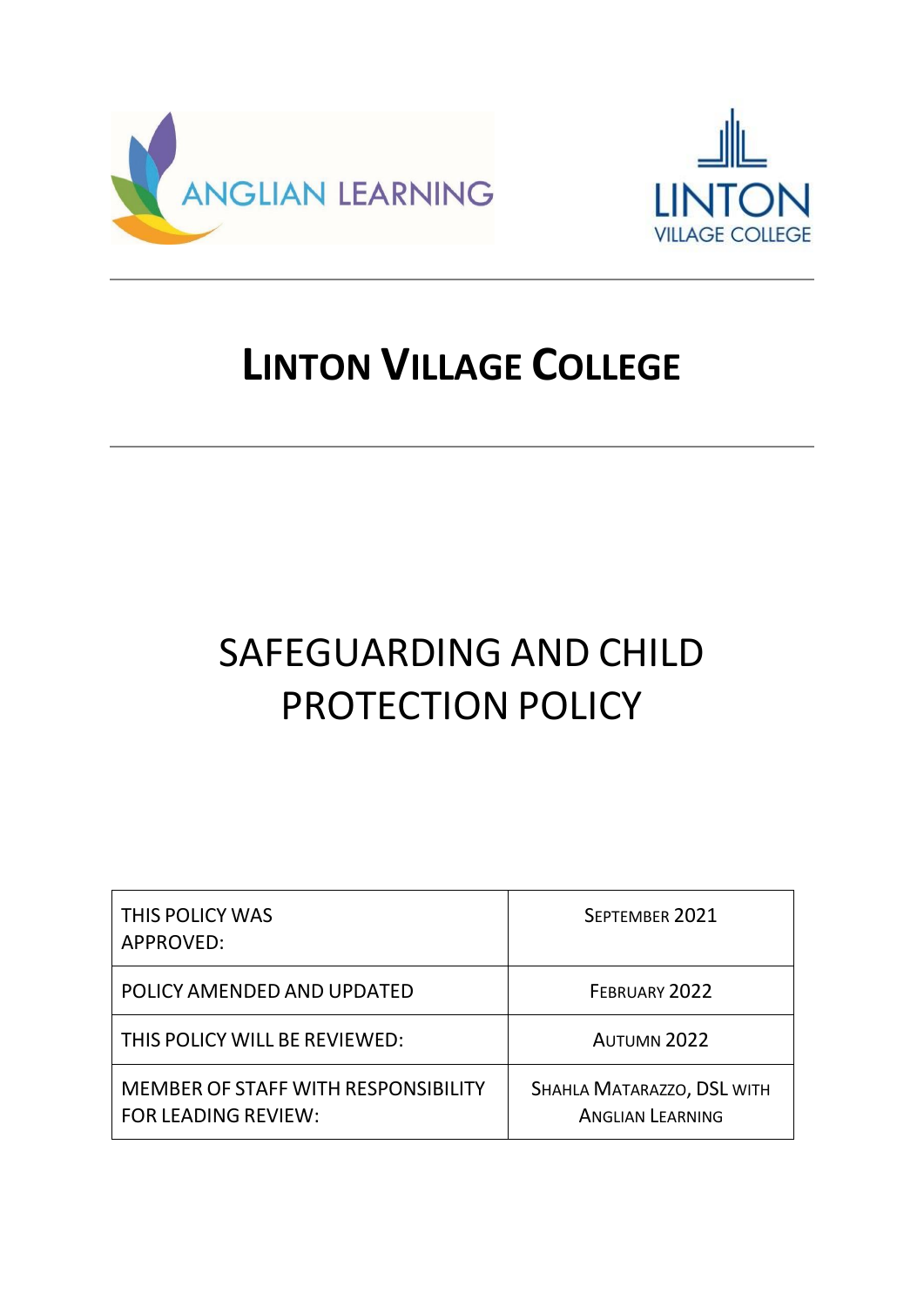ANGLIAN LEARNING

LINTON VILLAGE COLLEGE

# LINTON VILLAGE COLLEGE

# SAFEGUARDING AND CHILD PROTECTION POLICY

| | |
|---|---|
| THIS POLICY WAS APPROVED: | SEPTEMBER 2021 |
| POLICY AMENDED AND UPDATED | FEBRUARY 2022 |
| THIS POLICY WILL BE REVIEWED: | AUTUMN 2022 |
| MEMBER OF STAFF WITH RESPONSIBILITY FOR LEADING REVIEW: | SHAHLA MATARAZZO, DSL WITH ANGLIAN LEARNING |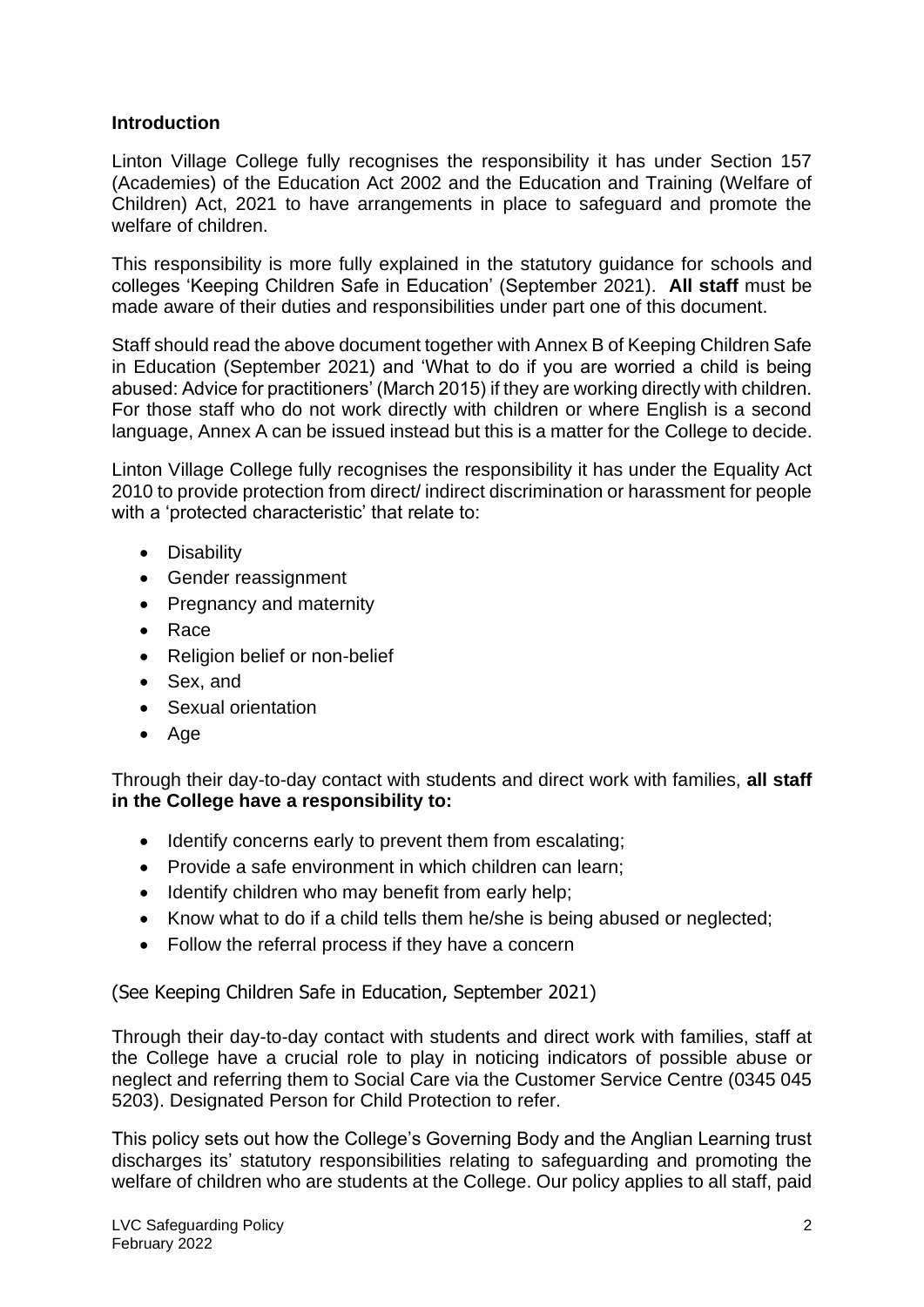### Introduction

Linton Village College fully recognises the responsibility it has under Section 157 (Academies) of the Education Act 2002 and the Education and Training (Welfare of Children) Act, 2021 to have arrangements in place to safeguard and promote the welfare of children.

This responsibility is more fully explained in the statutory guidance for schools and colleges 'Keeping Children Safe in Education' (September 2021). **All staff** must be made aware of their duties and responsibilities under part one of this document.

Staff should read the above document together with Annex B of Keeping Children Safe in Education (September 2021) and 'What to do if you are worried a child is being abused: Advice for practitioners' (March 2015) if they are working directly with children. For those staff who do not work directly with children or where English is a second language, Annex A can be issued instead but this is a matter for the College to decide.

Linton Village College fully recognises the responsibility it has under the Equality Act 2010 to provide protection from direct/ indirect discrimination or harassment for people with a 'protected characteristic' that relate to:

- Disability
- Gender reassignment
- Pregnancy and maternity
- Race
- Religion belief or non-belief
- Sex, and
- Sexual orientation
- Age

Through their day-to-day contact with students and direct work with families, **all staff in the College have a responsibility to:**

- Identify concerns early to prevent them from escalating;
- Provide a safe environment in which children can learn;
- Identify children who may benefit from early help;
- Know what to do if a child tells them he/she is being abused or neglected;
- Follow the referral process if they have a concern

(See Keeping Children Safe in Education, September 2021)

Through their day-to-day contact with students and direct work with families, staff at the College have a crucial role to play in noticing indicators of possible abuse or neglect and referring them to Social Care via the Customer Service Centre (0345 045 5203). Designated Person for Child Protection to refer.

This policy sets out how the College's Governing Body and the Anglian Learning trust discharges its' statutory responsibilities relating to safeguarding and promoting the welfare of children who are students at the College. Our policy applies to all staff, paid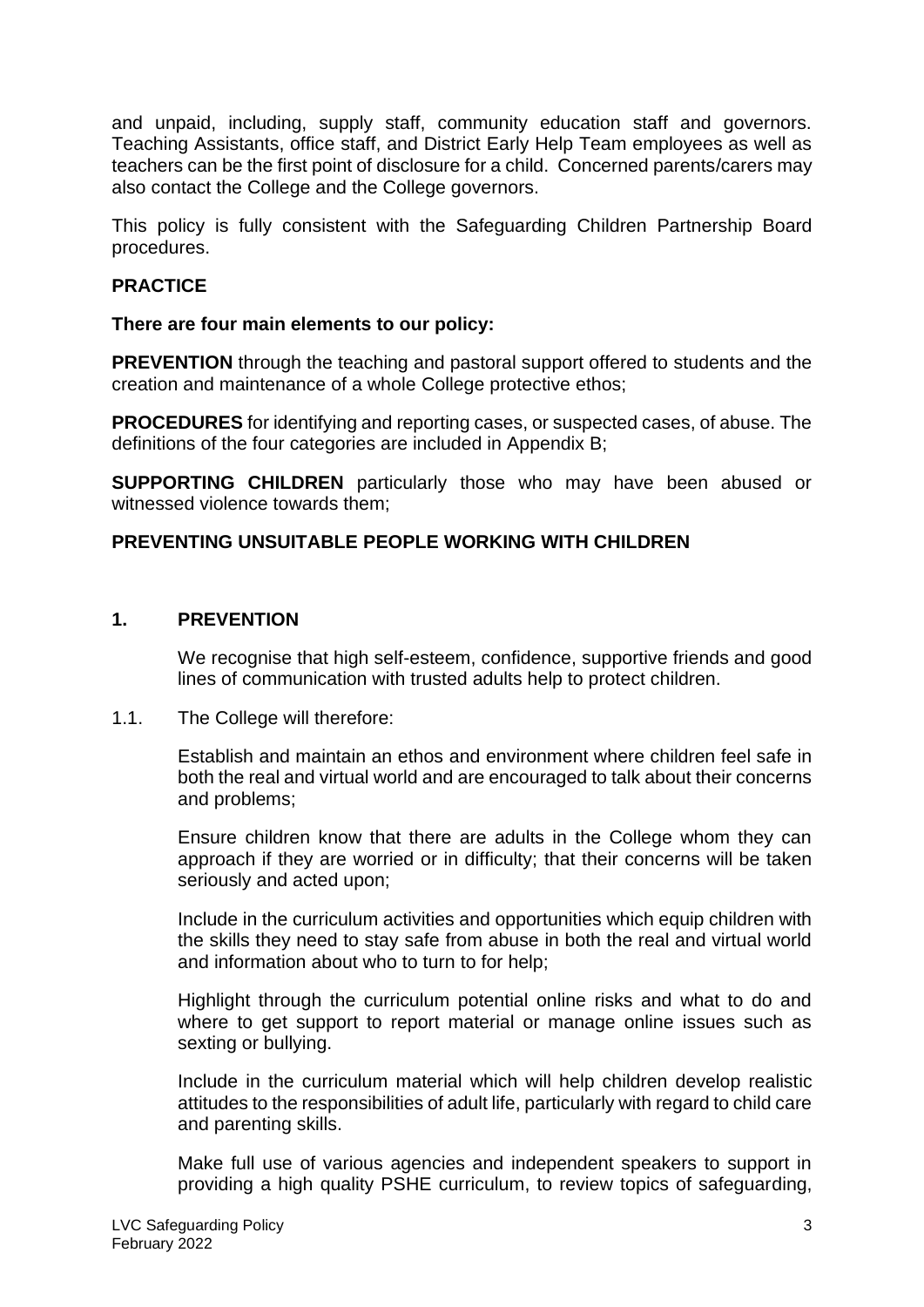and unpaid, including, supply staff, community education staff and governors. Teaching Assistants, office staff, and District Early Help Team employees as well as teachers can be the first point of disclosure for a child. Concerned parents/carers may also contact the College and the College governors.

This policy is fully consistent with the Safeguarding Children Partnership Board procedures.

**PRACTICE**

**There are four main elements to our policy:**

**PREVENTION** through the teaching and pastoral support offered to students and the creation and maintenance of a whole College protective ethos;

**PROCEDURES** for identifying and reporting cases, or suspected cases, of abuse. The definitions of the four categories are included in Appendix B;

**SUPPORTING CHILDREN** particularly those who may have been abused or witnessed violence towards them;

**PREVENTING UNSUITABLE PEOPLE WORKING WITH CHILDREN**

## 1. PREVENTION

We recognise that high self-esteem, confidence, supportive friends and good lines of communication with trusted adults help to protect children.

1.1. The College will therefore:

Establish and maintain an ethos and environment where children feel safe in both the real and virtual world and are encouraged to talk about their concerns and problems;

Ensure children know that there are adults in the College whom they can approach if they are worried or in difficulty; that their concerns will be taken seriously and acted upon;

Include in the curriculum activities and opportunities which equip children with the skills they need to stay safe from abuse in both the real and virtual world and information about who to turn to for help;

Highlight through the curriculum potential online risks and what to do and where to get support to report material or manage online issues such as sexting or bullying.

Include in the curriculum material which will help children develop realistic attitudes to the responsibilities of adult life, particularly with regard to child care and parenting skills.

Make full use of various agencies and independent speakers to support in providing a high quality PSHE curriculum, to review topics of safeguarding,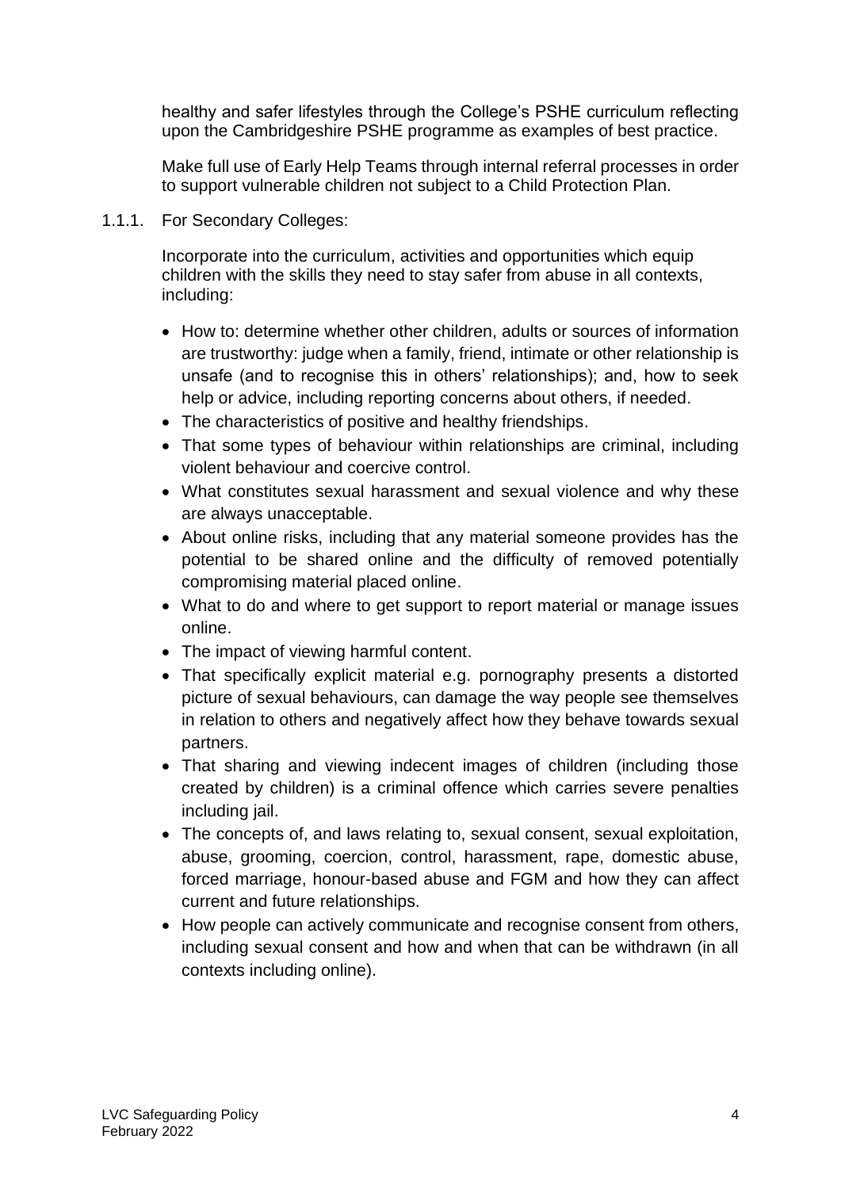healthy and safer lifestyles through the College's PSHE curriculum reflecting upon the Cambridgeshire PSHE programme as examples of best practice.

Make full use of Early Help Teams through internal referral processes in order to support vulnerable children not subject to a Child Protection Plan.

1.1.1. For Secondary Colleges:

Incorporate into the curriculum, activities and opportunities which equip children with the skills they need to stay safer from abuse in all contexts, including:

- How to: determine whether other children, adults or sources of information are trustworthy: judge when a family, friend, intimate or other relationship is unsafe (and to recognise this in others' relationships); and, how to seek help or advice, including reporting concerns about others, if needed.
- The characteristics of positive and healthy friendships.
- That some types of behaviour within relationships are criminal, including violent behaviour and coercive control.
- What constitutes sexual harassment and sexual violence and why these are always unacceptable.
- About online risks, including that any material someone provides has the potential to be shared online and the difficulty of removed potentially compromising material placed online.
- What to do and where to get support to report material or manage issues online.
- The impact of viewing harmful content.
- That specifically explicit material e.g. pornography presents a distorted picture of sexual behaviours, can damage the way people see themselves in relation to others and negatively affect how they behave towards sexual partners.
- That sharing and viewing indecent images of children (including those created by children) is a criminal offence which carries severe penalties including jail.
- The concepts of, and laws relating to, sexual consent, sexual exploitation, abuse, grooming, coercion, control, harassment, rape, domestic abuse, forced marriage, honour-based abuse and FGM and how they can affect current and future relationships.
- How people can actively communicate and recognise consent from others, including sexual consent and how and when that can be withdrawn (in all contexts including online).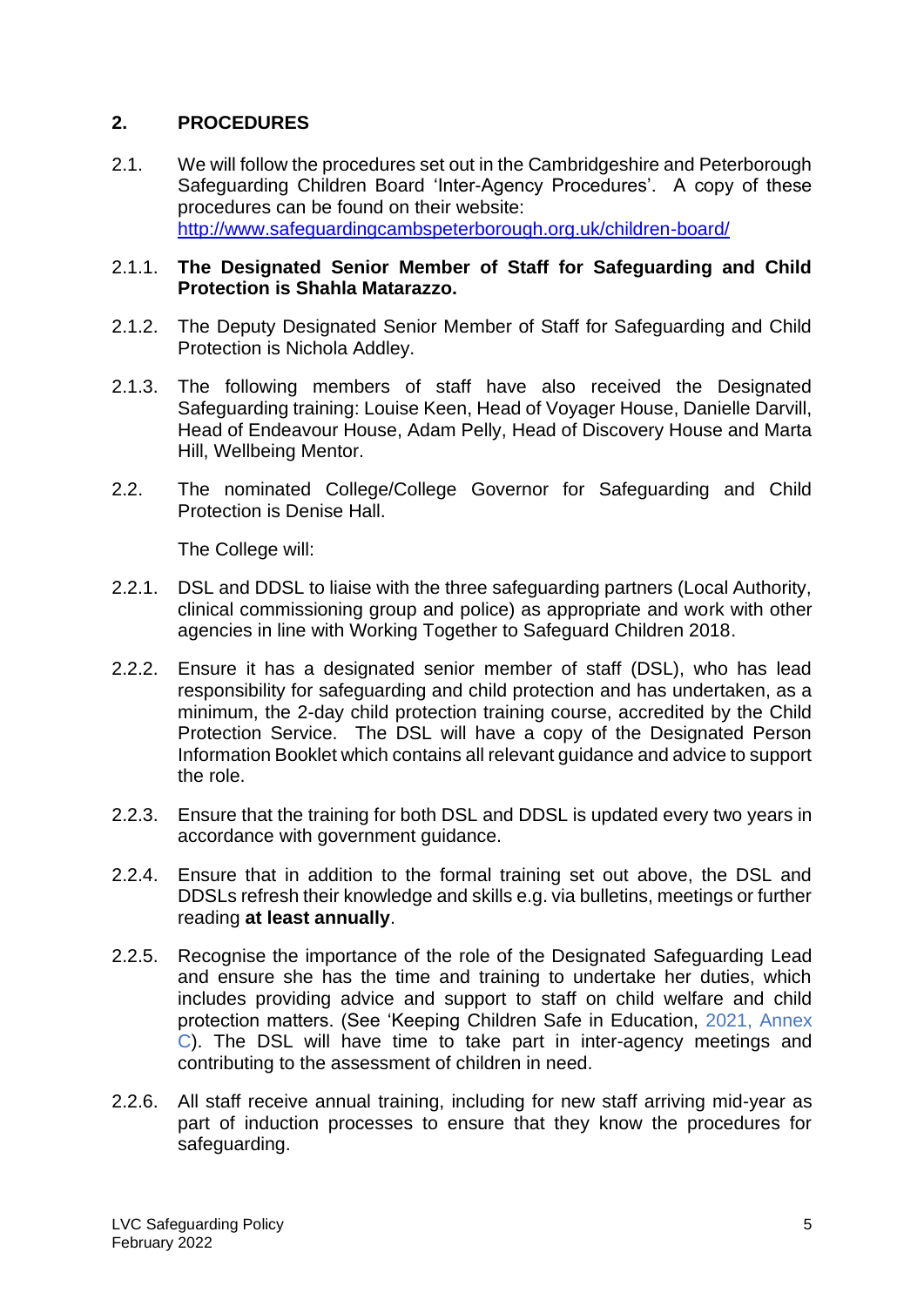## 2. PROCEDURES

2.1. We will follow the procedures set out in the Cambridgeshire and Peterborough Safeguarding Children Board 'Inter-Agency Procedures'. A copy of these procedures can be found on their website: [http://www.safeguardingcambspeterborough.org.uk/children-board/](http://www.safeguardingcambspeterborough.org.uk/children-board/)

2.1.1. **The Designated Senior Member of Staff for Safeguarding and Child Protection is Shahla Matarazzo.**

2.1.2. The Deputy Designated Senior Member of Staff for Safeguarding and Child Protection is Nichola Addley.

2.1.3. The following members of staff have also received the Designated Safeguarding training: Louise Keen, Head of Voyager House, Danielle Darvill, Head of Endeavour House, Adam Pelly, Head of Discovery House and Marta Hill, Wellbeing Mentor.

2.2. The nominated College/College Governor for Safeguarding and Child Protection is Denise Hall.

The College will:

2.2.1. DSL and DDSL to liaise with the three safeguarding partners (Local Authority, clinical commissioning group and police) as appropriate and work with other agencies in line with Working Together to Safeguard Children 2018.

2.2.2. Ensure it has a designated senior member of staff (DSL), who has lead responsibility for safeguarding and child protection and has undertaken, as a minimum, the 2-day child protection training course, accredited by the Child Protection Service. The DSL will have a copy of the Designated Person Information Booklet which contains all relevant guidance and advice to support the role.

2.2.3. Ensure that the training for both DSL and DDSL is updated every two years in accordance with government guidance.

2.2.4. Ensure that in addition to the formal training set out above, the DSL and DDSLs refresh their knowledge and skills e.g. via bulletins, meetings or further reading **at least annually**.

2.2.5. Recognise the importance of the role of the Designated Safeguarding Lead and ensure she has the time and training to undertake her duties, which includes providing advice and support to staff on child welfare and child protection matters. (See 'Keeping Children Safe in Education, 2021, Annex C). The DSL will have time to take part in inter-agency meetings and contributing to the assessment of children in need.

2.2.6. All staff receive annual training, including for new staff arriving mid-year as part of induction processes to ensure that they know the procedures for safeguarding.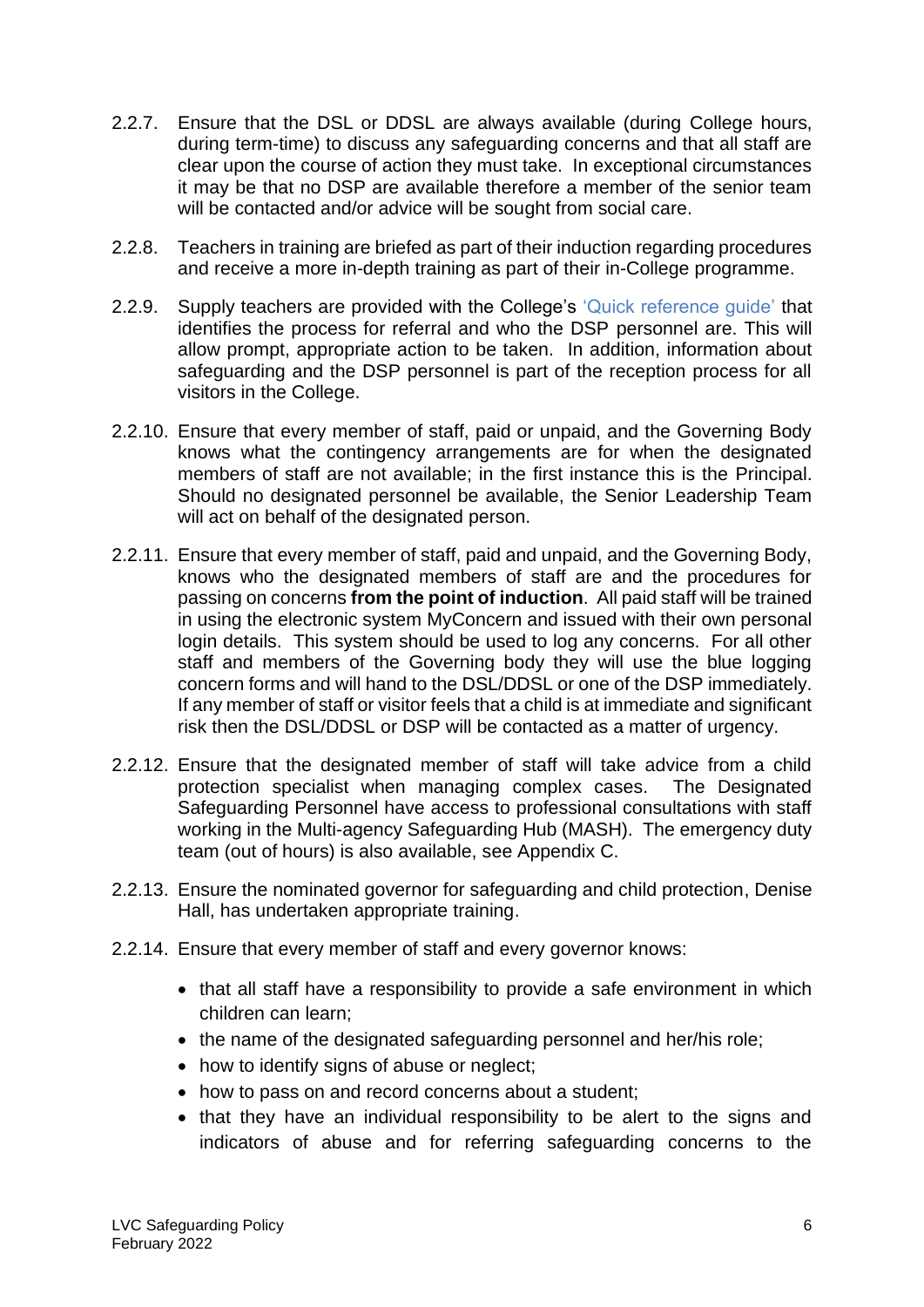2.2.7. Ensure that the DSL or DDSL are always available (during College hours, during term-time) to discuss any safeguarding concerns and that all staff are clear upon the course of action they must take. In exceptional circumstances it may be that no DSP are available therefore a member of the senior team will be contacted and/or advice will be sought from social care.

2.2.8. Teachers in training are briefed as part of their induction regarding procedures and receive a more in-depth training as part of their in-College programme.

2.2.9. Supply teachers are provided with the College's 'Quick reference guide' that identifies the process for referral and who the DSP personnel are. This will allow prompt, appropriate action to be taken. In addition, information about safeguarding and the DSP personnel is part of the reception process for all visitors in the College.

2.2.10. Ensure that every member of staff, paid or unpaid, and the Governing Body knows what the contingency arrangements are for when the designated members of staff are not available; in the first instance this is the Principal. Should no designated personnel be available, the Senior Leadership Team will act on behalf of the designated person.

2.2.11. Ensure that every member of staff, paid and unpaid, and the Governing Body, knows who the designated members of staff are and the procedures for passing on concerns **from the point of induction**. All paid staff will be trained in using the electronic system MyConcern and issued with their own personal login details. This system should be used to log any concerns. For all other staff and members of the Governing body they will use the blue logging concern forms and will hand to the DSL/DDSL or one of the DSP immediately. If any member of staff or visitor feels that a child is at immediate and significant risk then the DSL/DDSL or DSP will be contacted as a matter of urgency.

2.2.12. Ensure that the designated member of staff will take advice from a child protection specialist when managing complex cases. The Designated Safeguarding Personnel have access to professional consultations with staff working in the Multi-agency Safeguarding Hub (MASH). The emergency duty team (out of hours) is also available, see Appendix C.

2.2.13. Ensure the nominated governor for safeguarding and child protection, Denise Hall, has undertaken appropriate training.

2.2.14. Ensure that every member of staff and every governor knows:

- that all staff have a responsibility to provide a safe environment in which children can learn;
- the name of the designated safeguarding personnel and her/his role;
- how to identify signs of abuse or neglect;
- how to pass on and record concerns about a student;
- that they have an individual responsibility to be alert to the signs and indicators of abuse and for referring safeguarding concerns to the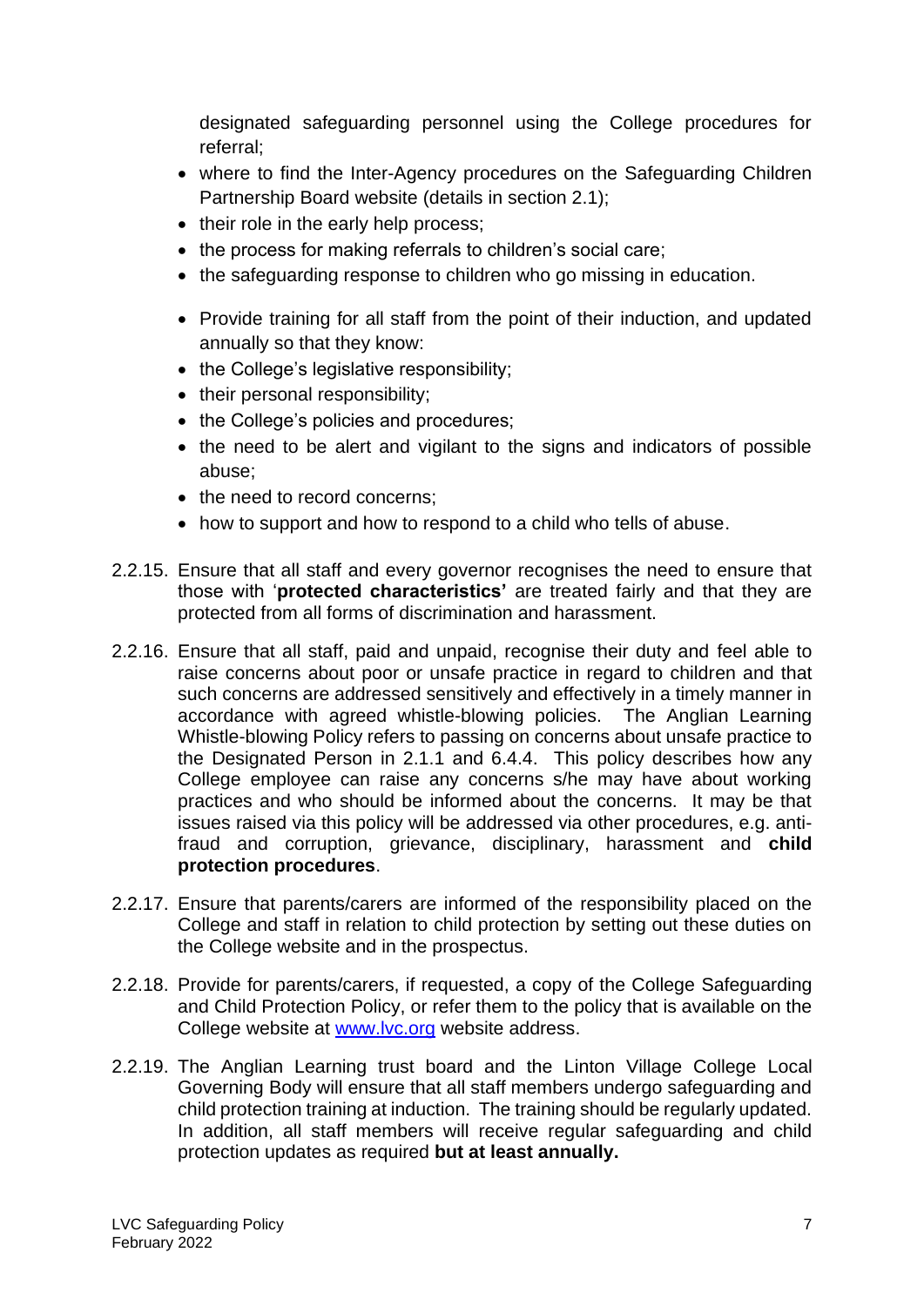designated safeguarding personnel using the College procedures for referral;

- where to find the Inter-Agency procedures on the Safeguarding Children Partnership Board website (details in section 2.1);
- their role in the early help process;
- the process for making referrals to children's social care;
- the safeguarding response to children who go missing in education.

- Provide training for all staff from the point of their induction, and updated annually so that they know:
- the College's legislative responsibility;
- their personal responsibility;
- the College's policies and procedures;
- the need to be alert and vigilant to the signs and indicators of possible abuse;
- the need to record concerns;
- how to support and how to respond to a child who tells of abuse.

2.2.15. Ensure that all staff and every governor recognises the need to ensure that those with '**protected characteristics'** are treated fairly and that they are protected from all forms of discrimination and harassment.

2.2.16. Ensure that all staff, paid and unpaid, recognise their duty and feel able to raise concerns about poor or unsafe practice in regard to children and that such concerns are addressed sensitively and effectively in a timely manner in accordance with agreed whistle-blowing policies. The Anglian Learning Whistle-blowing Policy refers to passing on concerns about unsafe practice to the Designated Person in 2.1.1 and 6.4.4. This policy describes how any College employee can raise any concerns s/he may have about working practices and who should be informed about the concerns. It may be that issues raised via this policy will be addressed via other procedures, e.g. anti-fraud and corruption, grievance, disciplinary, harassment and **child protection procedures**.

2.2.17. Ensure that parents/carers are informed of the responsibility placed on the College and staff in relation to child protection by setting out these duties on the College website and in the prospectus.

2.2.18. Provide for parents/carers, if requested, a copy of the College Safeguarding and Child Protection Policy, or refer them to the policy that is available on the College website at [www.lvc.org](www.lvc.org) website address.

2.2.19. The Anglian Learning trust board and the Linton Village College Local Governing Body will ensure that all staff members undergo safeguarding and child protection training at induction. The training should be regularly updated. In addition, all staff members will receive regular safeguarding and child protection updates as required **but at least annually.**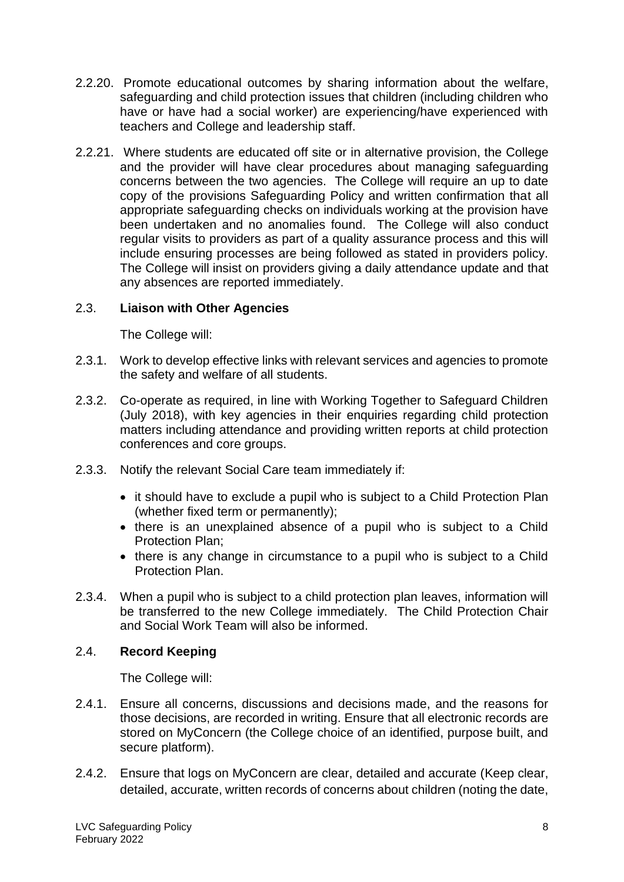2.2.20. Promote educational outcomes by sharing information about the welfare, safeguarding and child protection issues that children (including children who have or have had a social worker) are experiencing/have experienced with teachers and College and leadership staff.

2.2.21. Where students are educated off site or in alternative provision, the College and the provider will have clear procedures about managing safeguarding concerns between the two agencies. The College will require an up to date copy of the provisions Safeguarding Policy and written confirmation that all appropriate safeguarding checks on individuals working at the provision have been undertaken and no anomalies found. The College will also conduct regular visits to providers as part of a quality assurance process and this will include ensuring processes are being followed as stated in providers policy. The College will insist on providers giving a daily attendance update and that any absences are reported immediately.

### 2.3. **Liaison with Other Agencies**

The College will:

2.3.1. Work to develop effective links with relevant services and agencies to promote the safety and welfare of all students.

2.3.2. Co-operate as required, in line with Working Together to Safeguard Children (July 2018), with key agencies in their enquiries regarding child protection matters including attendance and providing written reports at child protection conferences and core groups.

2.3.3. Notify the relevant Social Care team immediately if:

- it should have to exclude a pupil who is subject to a Child Protection Plan (whether fixed term or permanently);
- there is an unexplained absence of a pupil who is subject to a Child Protection Plan;
- there is any change in circumstance to a pupil who is subject to a Child Protection Plan.

2.3.4. When a pupil who is subject to a child protection plan leaves, information will be transferred to the new College immediately. The Child Protection Chair and Social Work Team will also be informed.

### 2.4. **Record Keeping**

The College will:

2.4.1. Ensure all concerns, discussions and decisions made, and the reasons for those decisions, are recorded in writing. Ensure that all electronic records are stored on MyConcern (the College choice of an identified, purpose built, and secure platform).

2.4.2. Ensure that logs on MyConcern are clear, detailed and accurate (Keep clear, detailed, accurate, written records of concerns about children (noting the date,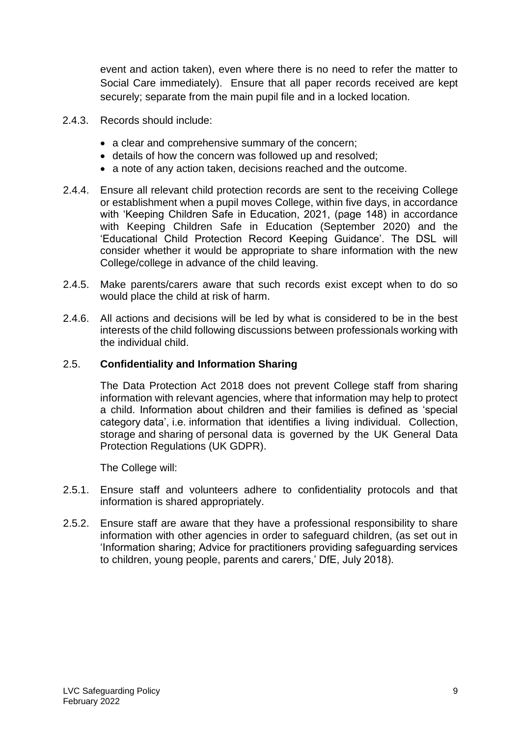event and action taken), even where there is no need to refer the matter to Social Care immediately). Ensure that all paper records received are kept securely; separate from the main pupil file and in a locked location.

2.4.3. Records should include:

- a clear and comprehensive summary of the concern;
- details of how the concern was followed up and resolved;
- a note of any action taken, decisions reached and the outcome.

2.4.4. Ensure all relevant child protection records are sent to the receiving College or establishment when a pupil moves College, within five days, in accordance with 'Keeping Children Safe in Education, 2021, (page 148) in accordance with Keeping Children Safe in Education (September 2020) and the 'Educational Child Protection Record Keeping Guidance'. The DSL will consider whether it would be appropriate to share information with the new College/college in advance of the child leaving.

2.4.5. Make parents/carers aware that such records exist except when to do so would place the child at risk of harm.

2.4.6. All actions and decisions will be led by what is considered to be in the best interests of the child following discussions between professionals working with the individual child.

## 2.5. Confidentiality and Information Sharing

The Data Protection Act 2018 does not prevent College staff from sharing information with relevant agencies, where that information may help to protect a child. Information about children and their families is defined as 'special category data', i.e. information that identifies a living individual. Collection, storage and sharing of personal data is governed by the UK General Data Protection Regulations (UK GDPR).

The College will:

2.5.1. Ensure staff and volunteers adhere to confidentiality protocols and that information is shared appropriately.

2.5.2. Ensure staff are aware that they have a professional responsibility to share information with other agencies in order to safeguard children, (as set out in 'Information sharing; Advice for practitioners providing safeguarding services to children, young people, parents and carers,' DfE, July 2018).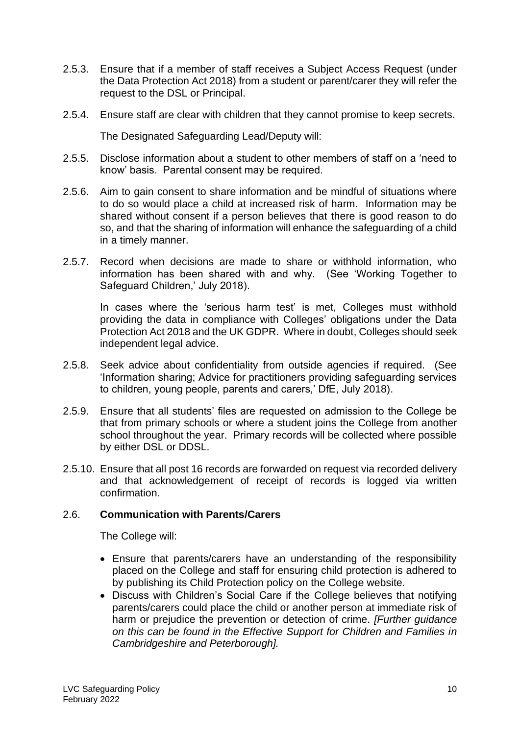2.5.3. Ensure that if a member of staff receives a Subject Access Request (under the Data Protection Act 2018) from a student or parent/carer they will refer the request to the DSL or Principal.

2.5.4. Ensure staff are clear with children that they cannot promise to keep secrets.

The Designated Safeguarding Lead/Deputy will:

2.5.5. Disclose information about a student to other members of staff on a 'need to know' basis. Parental consent may be required.

2.5.6. Aim to gain consent to share information and be mindful of situations where to do so would place a child at increased risk of harm. Information may be shared without consent if a person believes that there is good reason to do so, and that the sharing of information will enhance the safeguarding of a child in a timely manner.

2.5.7. Record when decisions are made to share or withhold information, who information has been shared with and why. (See 'Working Together to Safeguard Children,' July 2018).

In cases where the 'serious harm test' is met, Colleges must withhold providing the data in compliance with Colleges' obligations under the Data Protection Act 2018 and the UK GDPR. Where in doubt, Colleges should seek independent legal advice.

2.5.8. Seek advice about confidentiality from outside agencies if required. (See 'Information sharing; Advice for practitioners providing safeguarding services to children, young people, parents and carers,' DfE, July 2018).

2.5.9. Ensure that all students' files are requested on admission to the College be that from primary schools or where a student joins the College from another school throughout the year. Primary records will be collected where possible by either DSL or DDSL.

2.5.10. Ensure that all post 16 records are forwarded on request via recorded delivery and that acknowledgement of receipt of records is logged via written confirmation.

### 2.6. **Communication with Parents/Carers**

The College will:

- Ensure that parents/carers have an understanding of the responsibility placed on the College and staff for ensuring child protection is adhered to by publishing its Child Protection policy on the College website.
- Discuss with Children's Social Care if the College believes that notifying parents/carers could place the child or another person at immediate risk of harm or prejudice the prevention or detection of crime. *[Further guidance on this can be found in the Effective Support for Children and Families in Cambridgeshire and Peterborough].*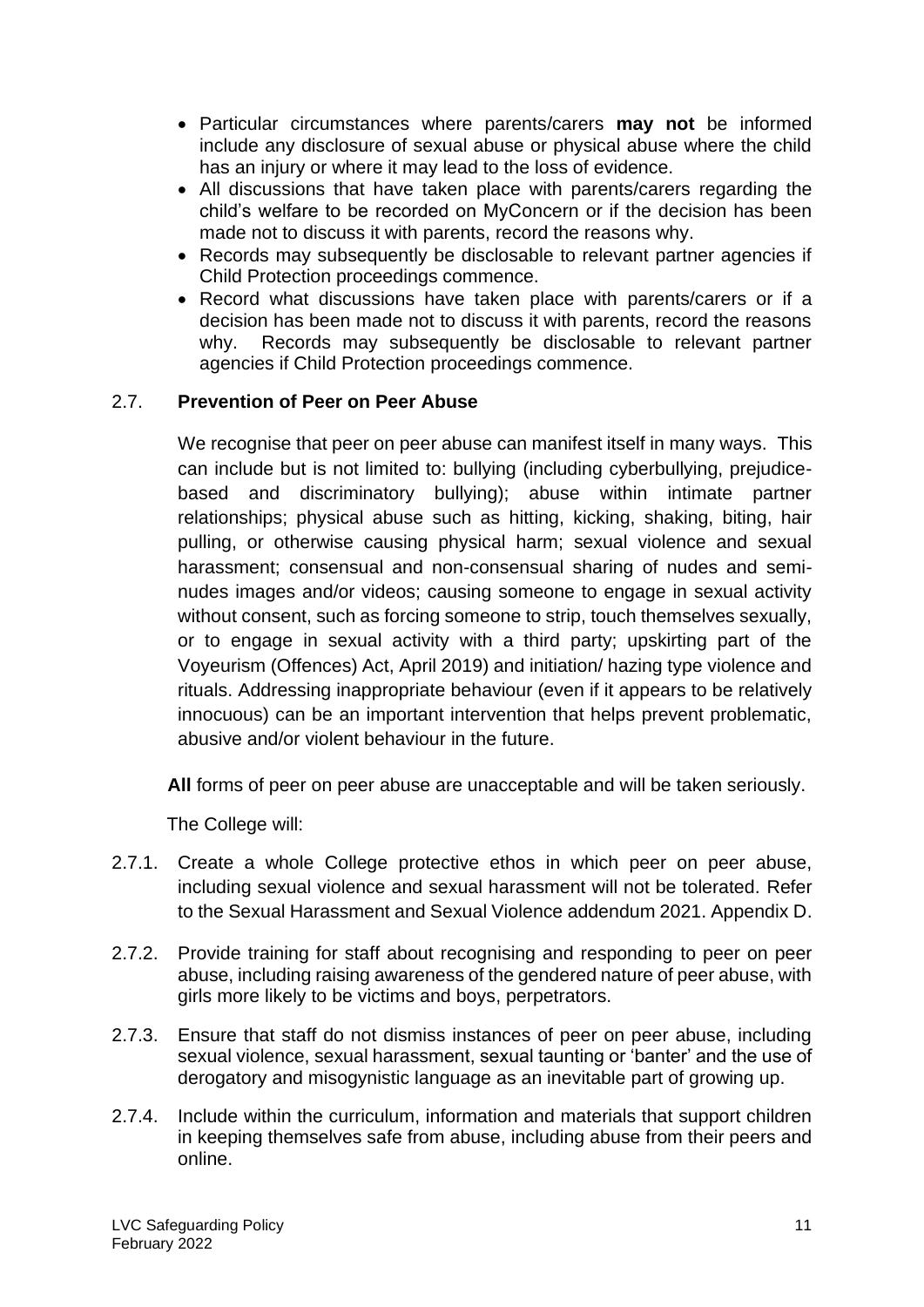- Particular circumstances where parents/carers **may not** be informed include any disclosure of sexual abuse or physical abuse where the child has an injury or where it may lead to the loss of evidence.
- All discussions that have taken place with parents/carers regarding the child's welfare to be recorded on MyConcern or if the decision has been made not to discuss it with parents, record the reasons why.
- Records may subsequently be disclosable to relevant partner agencies if Child Protection proceedings commence.
- Record what discussions have taken place with parents/carers or if a decision has been made not to discuss it with parents, record the reasons why. Records may subsequently be disclosable to relevant partner agencies if Child Protection proceedings commence.

## 2.7. **Prevention of Peer on Peer Abuse**

We recognise that peer on peer abuse can manifest itself in many ways. This can include but is not limited to: bullying (including cyberbullying, prejudice-based and discriminatory bullying); abuse within intimate partner relationships; physical abuse such as hitting, kicking, shaking, biting, hair pulling, or otherwise causing physical harm; sexual violence and sexual harassment; consensual and non-consensual sharing of nudes and semi-nudes images and/or videos; causing someone to engage in sexual activity without consent, such as forcing someone to strip, touch themselves sexually, or to engage in sexual activity with a third party; upskirting part of the Voyeurism (Offences) Act, April 2019) and initiation/ hazing type violence and rituals. Addressing inappropriate behaviour (even if it appears to be relatively innocuous) can be an important intervention that helps prevent problematic, abusive and/or violent behaviour in the future.

**All** forms of peer on peer abuse are unacceptable and will be taken seriously.

The College will:

2.7.1. Create a whole College protective ethos in which peer on peer abuse, including sexual violence and sexual harassment will not be tolerated. Refer to the Sexual Harassment and Sexual Violence addendum 2021. Appendix D.

2.7.2. Provide training for staff about recognising and responding to peer on peer abuse, including raising awareness of the gendered nature of peer abuse, with girls more likely to be victims and boys, perpetrators.

2.7.3. Ensure that staff do not dismiss instances of peer on peer abuse, including sexual violence, sexual harassment, sexual taunting or 'banter' and the use of derogatory and misogynistic language as an inevitable part of growing up.

2.7.4. Include within the curriculum, information and materials that support children in keeping themselves safe from abuse, including abuse from their peers and online.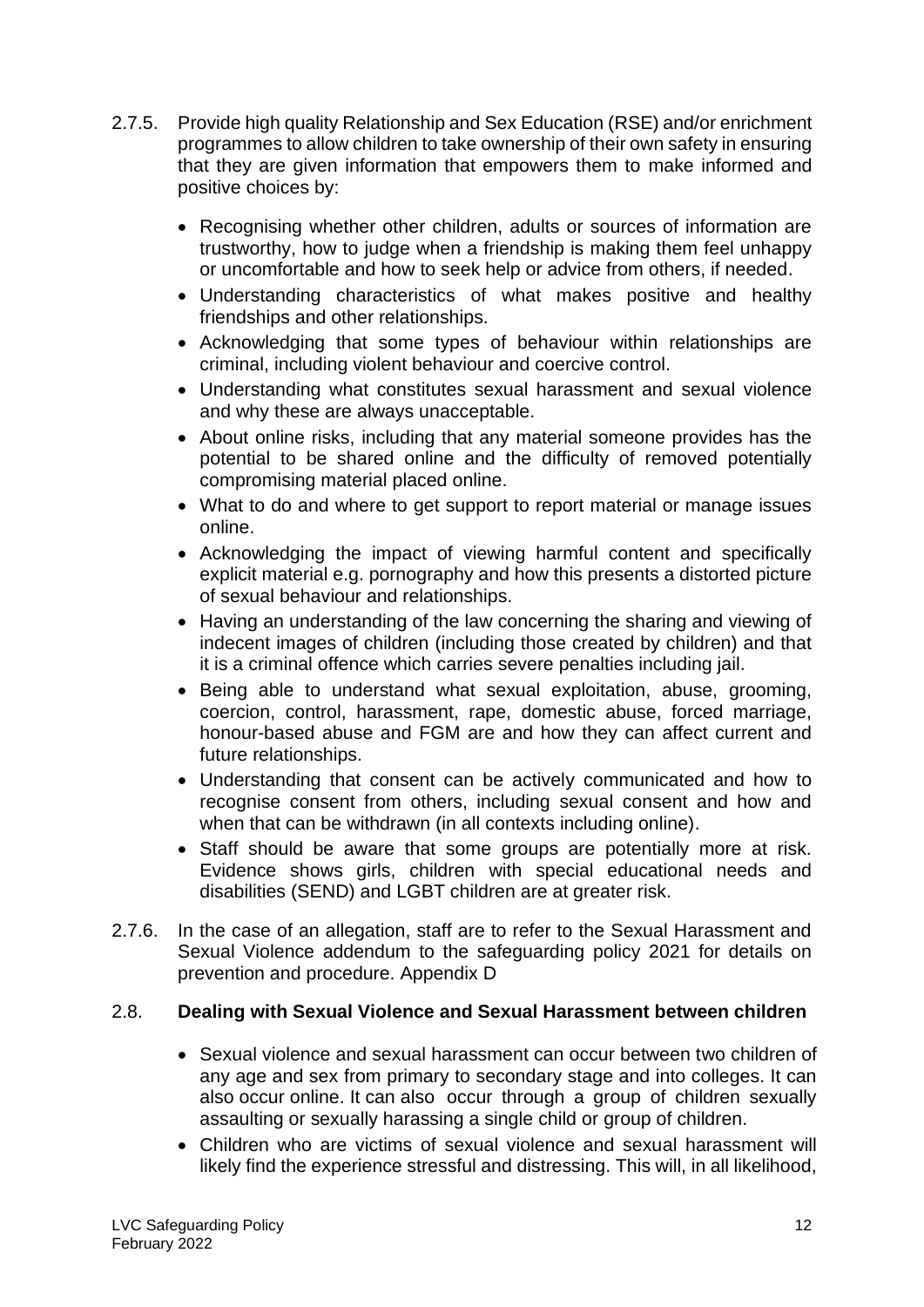2.7.5. Provide high quality Relationship and Sex Education (RSE) and/or enrichment programmes to allow children to take ownership of their own safety in ensuring that they are given information that empowers them to make informed and positive choices by:

- Recognising whether other children, adults or sources of information are trustworthy, how to judge when a friendship is making them feel unhappy or uncomfortable and how to seek help or advice from others, if needed.
- Understanding characteristics of what makes positive and healthy friendships and other relationships.
- Acknowledging that some types of behaviour within relationships are criminal, including violent behaviour and coercive control.
- Understanding what constitutes sexual harassment and sexual violence and why these are always unacceptable.
- About online risks, including that any material someone provides has the potential to be shared online and the difficulty of removed potentially compromising material placed online.
- What to do and where to get support to report material or manage issues online.
- Acknowledging the impact of viewing harmful content and specifically explicit material e.g. pornography and how this presents a distorted picture of sexual behaviour and relationships.
- Having an understanding of the law concerning the sharing and viewing of indecent images of children (including those created by children) and that it is a criminal offence which carries severe penalties including jail.
- Being able to understand what sexual exploitation, abuse, grooming, coercion, control, harassment, rape, domestic abuse, forced marriage, honour-based abuse and FGM are and how they can affect current and future relationships.
- Understanding that consent can be actively communicated and how to recognise consent from others, including sexual consent and how and when that can be withdrawn (in all contexts including online).
- Staff should be aware that some groups are potentially more at risk. Evidence shows girls, children with special educational needs and disabilities (SEND) and LGBT children are at greater risk.

2.7.6. In the case of an allegation, staff are to refer to the Sexual Harassment and Sexual Violence addendum to the safeguarding policy 2021 for details on prevention and procedure. Appendix D

### 2.8. Dealing with Sexual Violence and Sexual Harassment between children

- Sexual violence and sexual harassment can occur between two children of any age and sex from primary to secondary stage and into colleges. It can also occur online. It can also occur through a group of children sexually assaulting or sexually harassing a single child or group of children.
- Children who are victims of sexual violence and sexual harassment will likely find the experience stressful and distressing. This will, in all likelihood,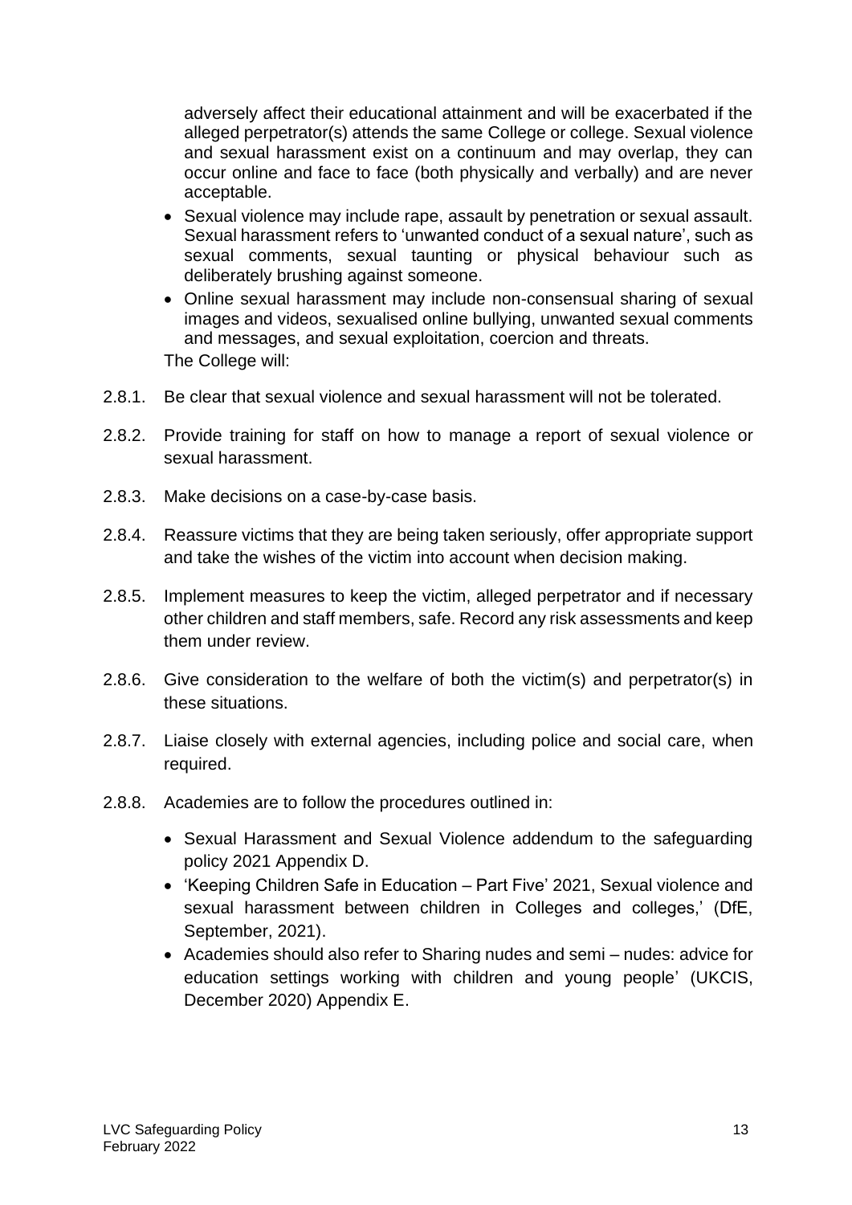adversely affect their educational attainment and will be exacerbated if the alleged perpetrator(s) attends the same College or college. Sexual violence and sexual harassment exist on a continuum and may overlap, they can occur online and face to face (both physically and verbally) and are never acceptable.

- Sexual violence may include rape, assault by penetration or sexual assault. Sexual harassment refers to 'unwanted conduct of a sexual nature', such as sexual comments, sexual taunting or physical behaviour such as deliberately brushing against someone.
- Online sexual harassment may include non-consensual sharing of sexual images and videos, sexualised online bullying, unwanted sexual comments and messages, and sexual exploitation, coercion and threats.

The College will:

2.8.1. Be clear that sexual violence and sexual harassment will not be tolerated.

2.8.2. Provide training for staff on how to manage a report of sexual violence or sexual harassment.

2.8.3. Make decisions on a case-by-case basis.

2.8.4. Reassure victims that they are being taken seriously, offer appropriate support and take the wishes of the victim into account when decision making.

2.8.5. Implement measures to keep the victim, alleged perpetrator and if necessary other children and staff members, safe. Record any risk assessments and keep them under review.

2.8.6. Give consideration to the welfare of both the victim(s) and perpetrator(s) in these situations.

2.8.7. Liaise closely with external agencies, including police and social care, when required.

2.8.8. Academies are to follow the procedures outlined in:

- Sexual Harassment and Sexual Violence addendum to the safeguarding policy 2021 Appendix D.
- 'Keeping Children Safe in Education – Part Five' 2021, Sexual violence and sexual harassment between children in Colleges and colleges,' (DfE, September, 2021).
- Academies should also refer to Sharing nudes and semi – nudes: advice for education settings working with children and young people' (UKCIS, December 2020) Appendix E.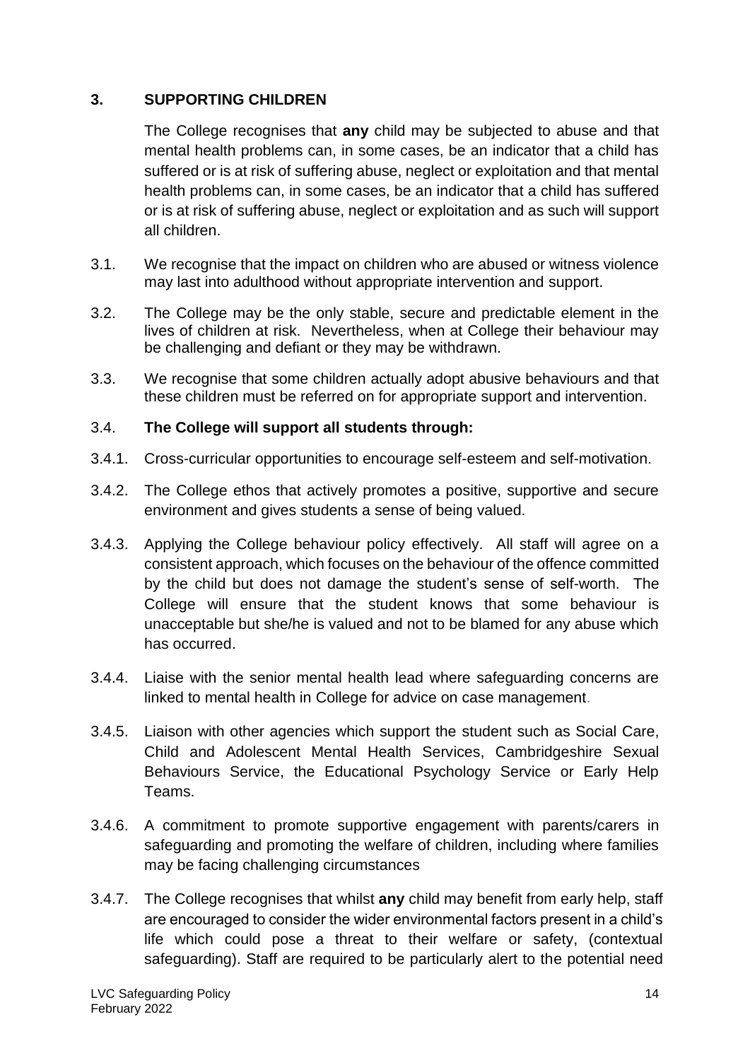## 3. SUPPORTING CHILDREN

The College recognises that **any** child may be subjected to abuse and that mental health problems can, in some cases, be an indicator that a child has suffered or is at risk of suffering abuse, neglect or exploitation and that mental health problems can, in some cases, be an indicator that a child has suffered or is at risk of suffering abuse, neglect or exploitation and as such will support all children.

3.1. We recognise that the impact on children who are abused or witness violence may last into adulthood without appropriate intervention and support.

3.2. The College may be the only stable, secure and predictable element in the lives of children at risk. Nevertheless, when at College their behaviour may be challenging and defiant or they may be withdrawn.

3.3. We recognise that some children actually adopt abusive behaviours and that these children must be referred on for appropriate support and intervention.

3.4. **The College will support all students through:**

3.4.1. Cross-curricular opportunities to encourage self-esteem and self-motivation.

3.4.2. The College ethos that actively promotes a positive, supportive and secure environment and gives students a sense of being valued.

3.4.3. Applying the College behaviour policy effectively. All staff will agree on a consistent approach, which focuses on the behaviour of the offence committed by the child but does not damage the student's sense of self-worth. The College will ensure that the student knows that some behaviour is unacceptable but she/he is valued and not to be blamed for any abuse which has occurred.

3.4.4. Liaise with the senior mental health lead where safeguarding concerns are linked to mental health in College for advice on case management.

3.4.5. Liaison with other agencies which support the student such as Social Care, Child and Adolescent Mental Health Services, Cambridgeshire Sexual Behaviours Service, the Educational Psychology Service or Early Help Teams.

3.4.6. A commitment to promote supportive engagement with parents/carers in safeguarding and promoting the welfare of children, including where families may be facing challenging circumstances

3.4.7. The College recognises that whilst **any** child may benefit from early help, staff are encouraged to consider the wider environmental factors present in a child's life which could pose a threat to their welfare or safety, (contextual safeguarding). Staff are required to be particularly alert to the potential need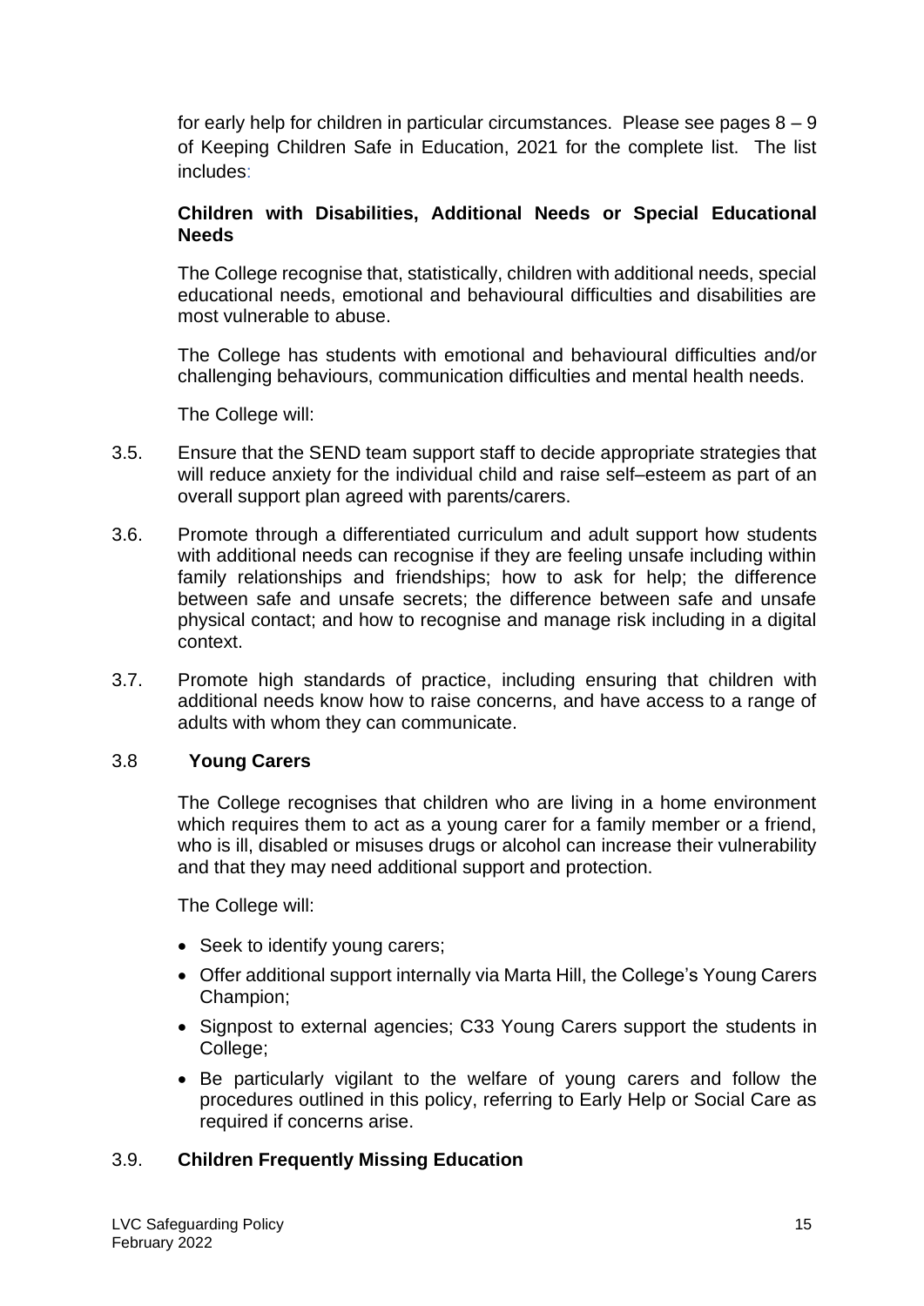for early help for children in particular circumstances. Please see pages 8 – 9 of Keeping Children Safe in Education, 2021 for the complete list. The list includes:

**Children with Disabilities, Additional Needs or Special Educational Needs**

The College recognise that, statistically, children with additional needs, special educational needs, emotional and behavioural difficulties and disabilities are most vulnerable to abuse.

The College has students with emotional and behavioural difficulties and/or challenging behaviours, communication difficulties and mental health needs.

The College will:

3.5. Ensure that the SEND team support staff to decide appropriate strategies that will reduce anxiety for the individual child and raise self–esteem as part of an overall support plan agreed with parents/carers.

3.6. Promote through a differentiated curriculum and adult support how students with additional needs can recognise if they are feeling unsafe including within family relationships and friendships; how to ask for help; the difference between safe and unsafe secrets; the difference between safe and unsafe physical contact; and how to recognise and manage risk including in a digital context.

3.7. Promote high standards of practice, including ensuring that children with additional needs know how to raise concerns, and have access to a range of adults with whom they can communicate.

3.8 **Young Carers**

The College recognises that children who are living in a home environment which requires them to act as a young carer for a family member or a friend, who is ill, disabled or misuses drugs or alcohol can increase their vulnerability and that they may need additional support and protection.

The College will:

- Seek to identify young carers;
- Offer additional support internally via Marta Hill, the College's Young Carers Champion;
- Signpost to external agencies; C33 Young Carers support the students in College;
- Be particularly vigilant to the welfare of young carers and follow the procedures outlined in this policy, referring to Early Help or Social Care as required if concerns arise.

3.9. **Children Frequently Missing Education**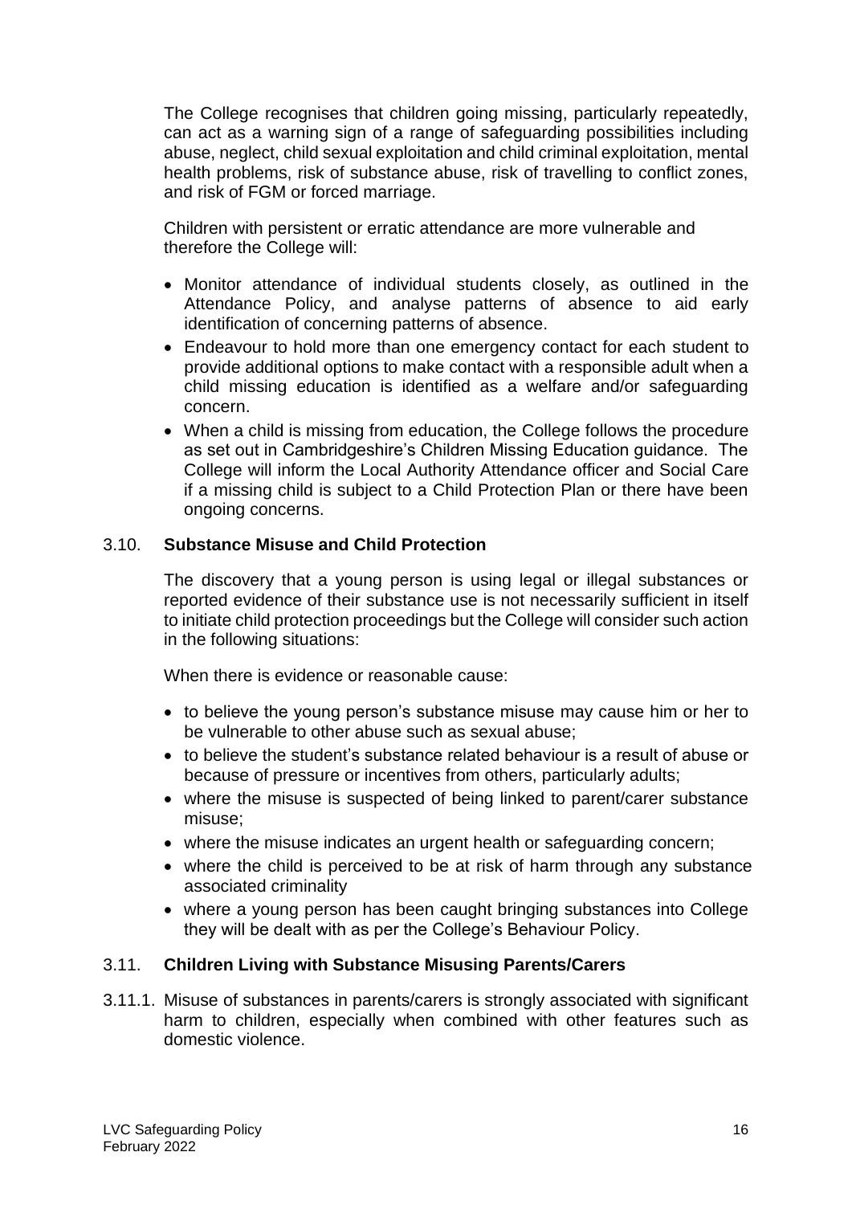The College recognises that children going missing, particularly repeatedly, can act as a warning sign of a range of safeguarding possibilities including abuse, neglect, child sexual exploitation and child criminal exploitation, mental health problems, risk of substance abuse, risk of travelling to conflict zones, and risk of FGM or forced marriage.

Children with persistent or erratic attendance are more vulnerable and therefore the College will:

- Monitor attendance of individual students closely, as outlined in the Attendance Policy, and analyse patterns of absence to aid early identification of concerning patterns of absence.
- Endeavour to hold more than one emergency contact for each student to provide additional options to make contact with a responsible adult when a child missing education is identified as a welfare and/or safeguarding concern.
- When a child is missing from education, the College follows the procedure as set out in Cambridgeshire's Children Missing Education guidance. The College will inform the Local Authority Attendance officer and Social Care if a missing child is subject to a Child Protection Plan or there have been ongoing concerns.

### 3.10. Substance Misuse and Child Protection

The discovery that a young person is using legal or illegal substances or reported evidence of their substance use is not necessarily sufficient in itself to initiate child protection proceedings but the College will consider such action in the following situations:

When there is evidence or reasonable cause:

- to believe the young person's substance misuse may cause him or her to be vulnerable to other abuse such as sexual abuse;
- to believe the student's substance related behaviour is a result of abuse or because of pressure or incentives from others, particularly adults;
- where the misuse is suspected of being linked to parent/carer substance misuse;
- where the misuse indicates an urgent health or safeguarding concern;
- where the child is perceived to be at risk of harm through any substance associated criminality
- where a young person has been caught bringing substances into College they will be dealt with as per the College's Behaviour Policy.

### 3.11. Children Living with Substance Misusing Parents/Carers

3.11.1. Misuse of substances in parents/carers is strongly associated with significant harm to children, especially when combined with other features such as domestic violence.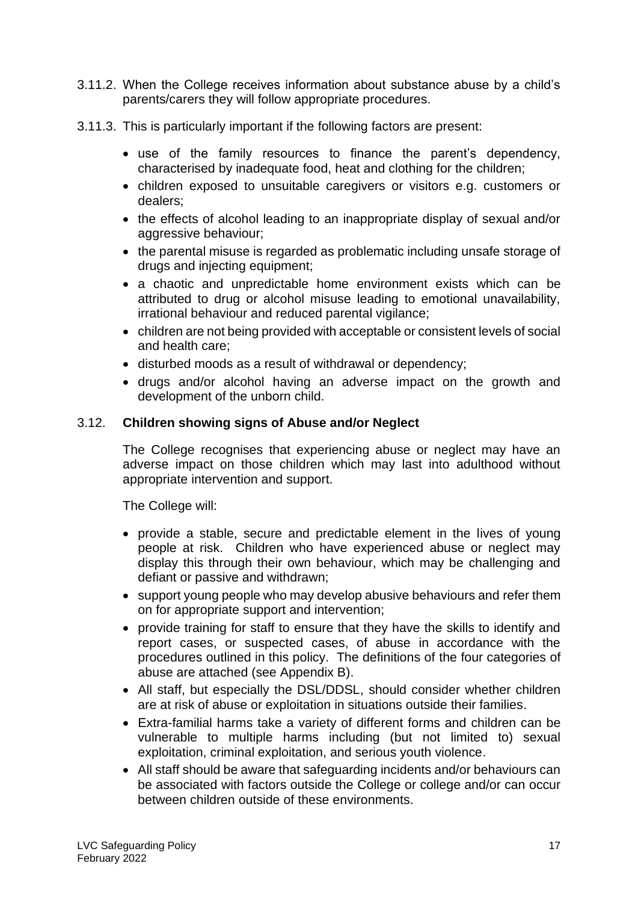3.11.2. When the College receives information about substance abuse by a child's parents/carers they will follow appropriate procedures.

3.11.3. This is particularly important if the following factors are present:

- use of the family resources to finance the parent's dependency, characterised by inadequate food, heat and clothing for the children;
- children exposed to unsuitable caregivers or visitors e.g. customers or dealers;
- the effects of alcohol leading to an inappropriate display of sexual and/or aggressive behaviour;
- the parental misuse is regarded as problematic including unsafe storage of drugs and injecting equipment;
- a chaotic and unpredictable home environment exists which can be attributed to drug or alcohol misuse leading to emotional unavailability, irrational behaviour and reduced parental vigilance;
- children are not being provided with acceptable or consistent levels of social and health care;
- disturbed moods as a result of withdrawal or dependency;
- drugs and/or alcohol having an adverse impact on the growth and development of the unborn child.

### 3.12. **Children showing signs of Abuse and/or Neglect**

The College recognises that experiencing abuse or neglect may have an adverse impact on those children which may last into adulthood without appropriate intervention and support.

The College will:

- provide a stable, secure and predictable element in the lives of young people at risk. Children who have experienced abuse or neglect may display this through their own behaviour, which may be challenging and defiant or passive and withdrawn;
- support young people who may develop abusive behaviours and refer them on for appropriate support and intervention;
- provide training for staff to ensure that they have the skills to identify and report cases, or suspected cases, of abuse in accordance with the procedures outlined in this policy. The definitions of the four categories of abuse are attached (see Appendix B).
- All staff, but especially the DSL/DDSL, should consider whether children are at risk of abuse or exploitation in situations outside their families.
- Extra-familial harms take a variety of different forms and children can be vulnerable to multiple harms including (but not limited to) sexual exploitation, criminal exploitation, and serious youth violence.
- All staff should be aware that safeguarding incidents and/or behaviours can be associated with factors outside the College or college and/or can occur between children outside of these environments.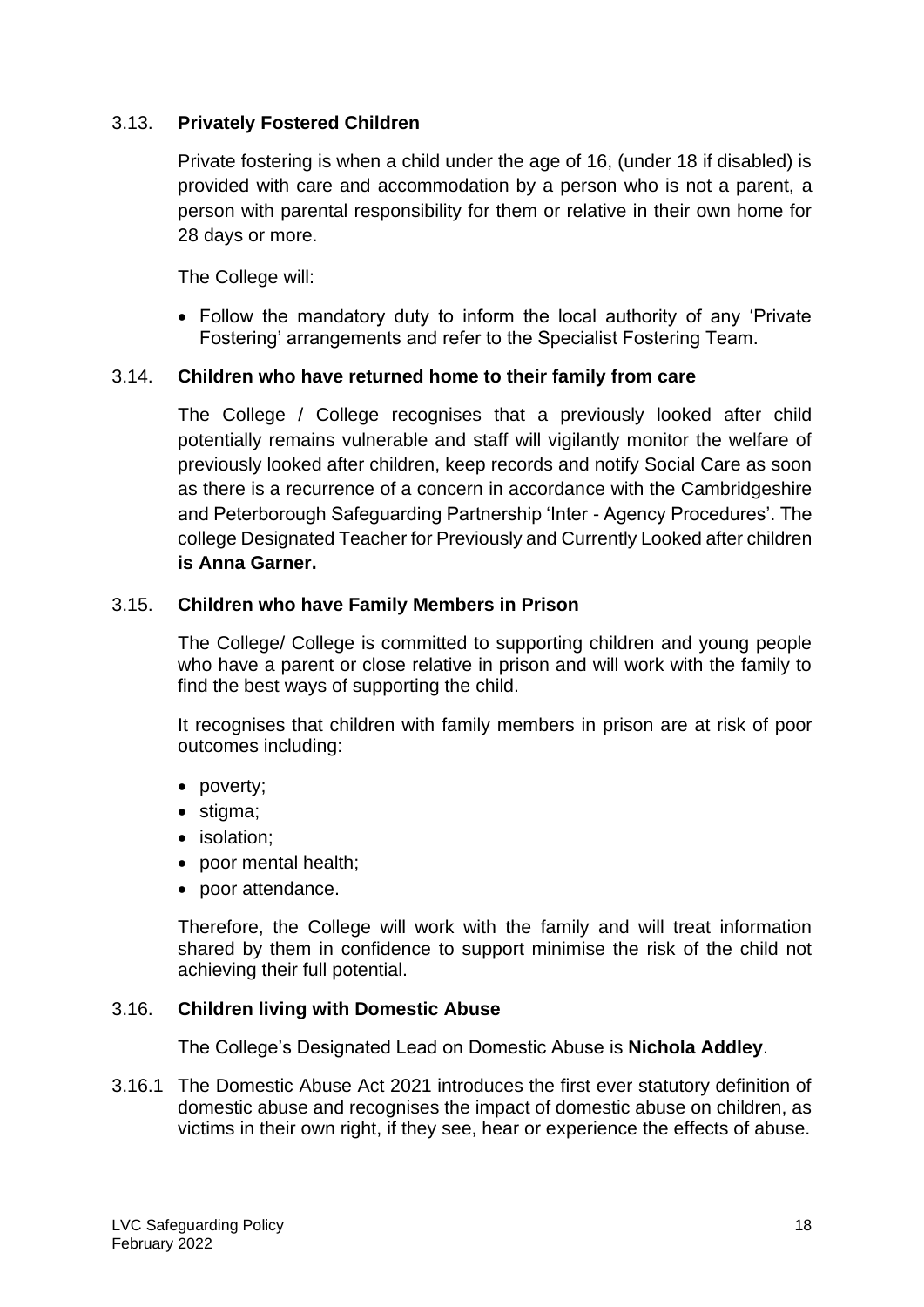### 3.13. Privately Fostered Children

Private fostering is when a child under the age of 16, (under 18 if disabled) is provided with care and accommodation by a person who is not a parent, a person with parental responsibility for them or relative in their own home for 28 days or more.

The College will:

- Follow the mandatory duty to inform the local authority of any 'Private Fostering' arrangements and refer to the Specialist Fostering Team.

### 3.14. Children who have returned home to their family from care

The College / College recognises that a previously looked after child potentially remains vulnerable and staff will vigilantly monitor the welfare of previously looked after children, keep records and notify Social Care as soon as there is a recurrence of a concern in accordance with the Cambridgeshire and Peterborough Safeguarding Partnership 'Inter - Agency Procedures'. The college Designated Teacher for Previously and Currently Looked after children **is Anna Garner.**

### 3.15. Children who have Family Members in Prison

The College/ College is committed to supporting children and young people who have a parent or close relative in prison and will work with the family to find the best ways of supporting the child.

It recognises that children with family members in prison are at risk of poor outcomes including:

- poverty;
- stigma;
- isolation;
- poor mental health;
- poor attendance.

Therefore, the College will work with the family and will treat information shared by them in confidence to support minimise the risk of the child not achieving their full potential.

### 3.16. Children living with Domestic Abuse

The College's Designated Lead on Domestic Abuse is **Nichola Addley**.

3.16.1 The Domestic Abuse Act 2021 introduces the first ever statutory definition of domestic abuse and recognises the impact of domestic abuse on children, as victims in their own right, if they see, hear or experience the effects of abuse.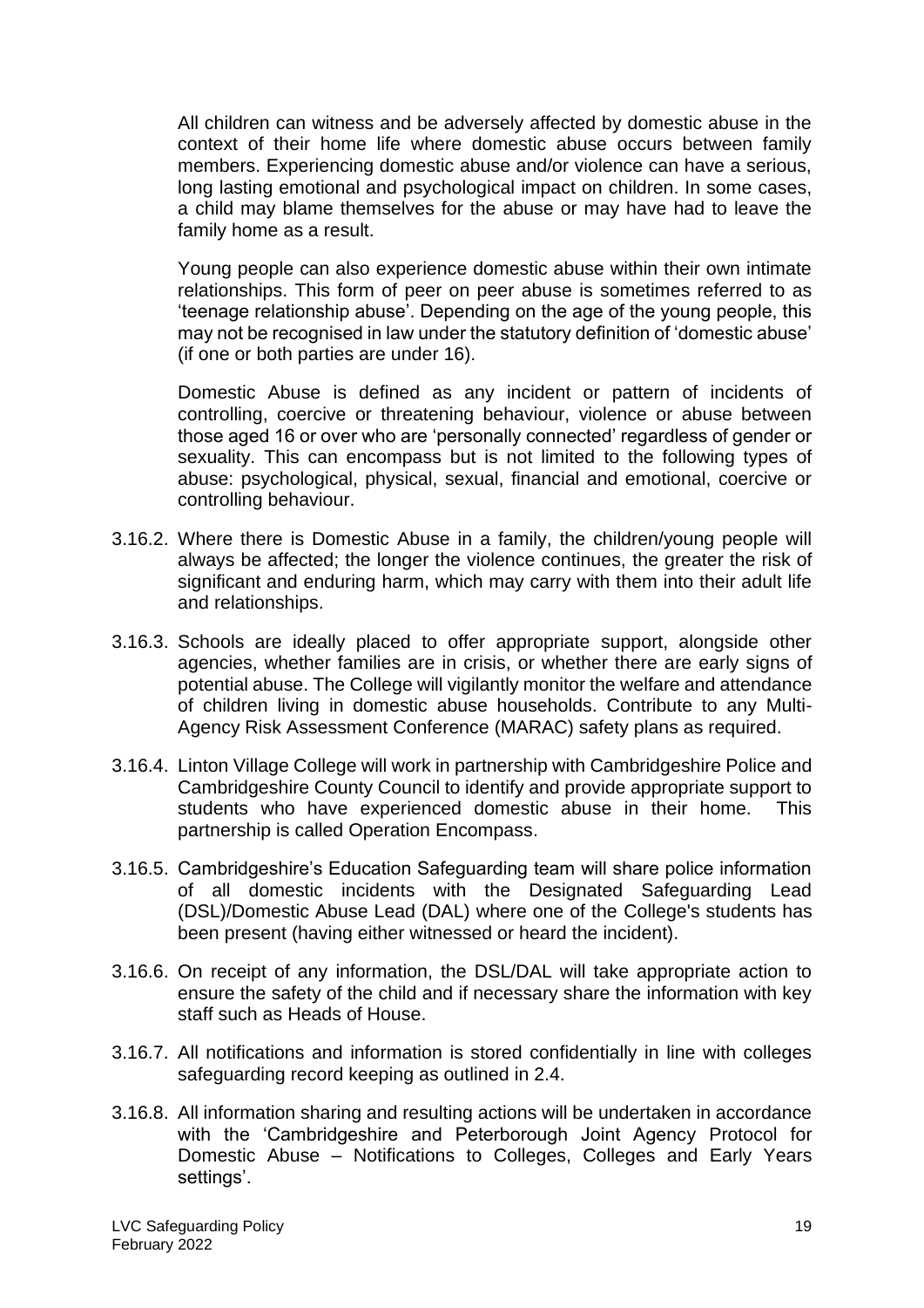All children can witness and be adversely affected by domestic abuse in the context of their home life where domestic abuse occurs between family members. Experiencing domestic abuse and/or violence can have a serious, long lasting emotional and psychological impact on children. In some cases, a child may blame themselves for the abuse or may have had to leave the family home as a result.

Young people can also experience domestic abuse within their own intimate relationships. This form of peer on peer abuse is sometimes referred to as 'teenage relationship abuse'. Depending on the age of the young people, this may not be recognised in law under the statutory definition of 'domestic abuse' (if one or both parties are under 16).

Domestic Abuse is defined as any incident or pattern of incidents of controlling, coercive or threatening behaviour, violence or abuse between those aged 16 or over who are 'personally connected' regardless of gender or sexuality. This can encompass but is not limited to the following types of abuse: psychological, physical, sexual, financial and emotional, coercive or controlling behaviour.

3.16.2. Where there is Domestic Abuse in a family, the children/young people will always be affected; the longer the violence continues, the greater the risk of significant and enduring harm, which may carry with them into their adult life and relationships.

3.16.3. Schools are ideally placed to offer appropriate support, alongside other agencies, whether families are in crisis, or whether there are early signs of potential abuse. The College will vigilantly monitor the welfare and attendance of children living in domestic abuse households. Contribute to any Multi-Agency Risk Assessment Conference (MARAC) safety plans as required.

3.16.4. Linton Village College will work in partnership with Cambridgeshire Police and Cambridgeshire County Council to identify and provide appropriate support to students who have experienced domestic abuse in their home. This partnership is called Operation Encompass.

3.16.5. Cambridgeshire's Education Safeguarding team will share police information of all domestic incidents with the Designated Safeguarding Lead (DSL)/Domestic Abuse Lead (DAL) where one of the College's students has been present (having either witnessed or heard the incident).

3.16.6. On receipt of any information, the DSL/DAL will take appropriate action to ensure the safety of the child and if necessary share the information with key staff such as Heads of House.

3.16.7. All notifications and information is stored confidentially in line with colleges safeguarding record keeping as outlined in 2.4.

3.16.8. All information sharing and resulting actions will be undertaken in accordance with the 'Cambridgeshire and Peterborough Joint Agency Protocol for Domestic Abuse – Notifications to Colleges, Colleges and Early Years settings'.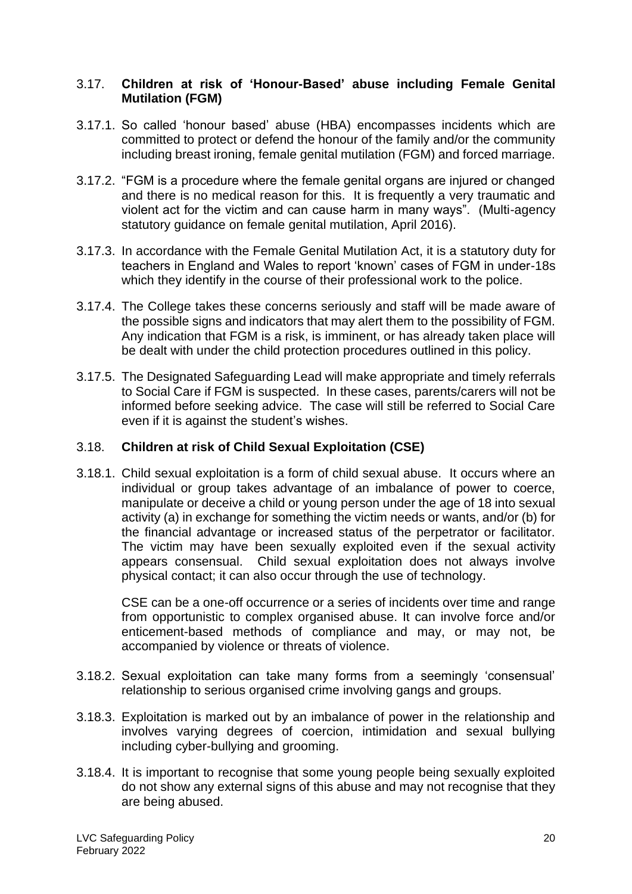### 3.17. **Children at risk of 'Honour-Based' abuse including Female Genital Mutilation (FGM)**

3.17.1. So called 'honour based' abuse (HBA) encompasses incidents which are committed to protect or defend the honour of the family and/or the community including breast ironing, female genital mutilation (FGM) and forced marriage.

3.17.2. "FGM is a procedure where the female genital organs are injured or changed and there is no medical reason for this. It is frequently a very traumatic and violent act for the victim and can cause harm in many ways". (Multi-agency statutory guidance on female genital mutilation, April 2016).

3.17.3. In accordance with the Female Genital Mutilation Act, it is a statutory duty for teachers in England and Wales to report 'known' cases of FGM in under-18s which they identify in the course of their professional work to the police.

3.17.4. The College takes these concerns seriously and staff will be made aware of the possible signs and indicators that may alert them to the possibility of FGM. Any indication that FGM is a risk, is imminent, or has already taken place will be dealt with under the child protection procedures outlined in this policy.

3.17.5. The Designated Safeguarding Lead will make appropriate and timely referrals to Social Care if FGM is suspected. In these cases, parents/carers will not be informed before seeking advice. The case will still be referred to Social Care even if it is against the student's wishes.

### 3.18. **Children at risk of Child Sexual Exploitation (CSE)**

3.18.1. Child sexual exploitation is a form of child sexual abuse. It occurs where an individual or group takes advantage of an imbalance of power to coerce, manipulate or deceive a child or young person under the age of 18 into sexual activity (a) in exchange for something the victim needs or wants, and/or (b) for the financial advantage or increased status of the perpetrator or facilitator. The victim may have been sexually exploited even if the sexual activity appears consensual. Child sexual exploitation does not always involve physical contact; it can also occur through the use of technology.

CSE can be a one-off occurrence or a series of incidents over time and range from opportunistic to complex organised abuse. It can involve force and/or enticement-based methods of compliance and may, or may not, be accompanied by violence or threats of violence.

3.18.2. Sexual exploitation can take many forms from a seemingly 'consensual' relationship to serious organised crime involving gangs and groups.

3.18.3. Exploitation is marked out by an imbalance of power in the relationship and involves varying degrees of coercion, intimidation and sexual bullying including cyber-bullying and grooming.

3.18.4. It is important to recognise that some young people being sexually exploited do not show any external signs of this abuse and may not recognise that they are being abused.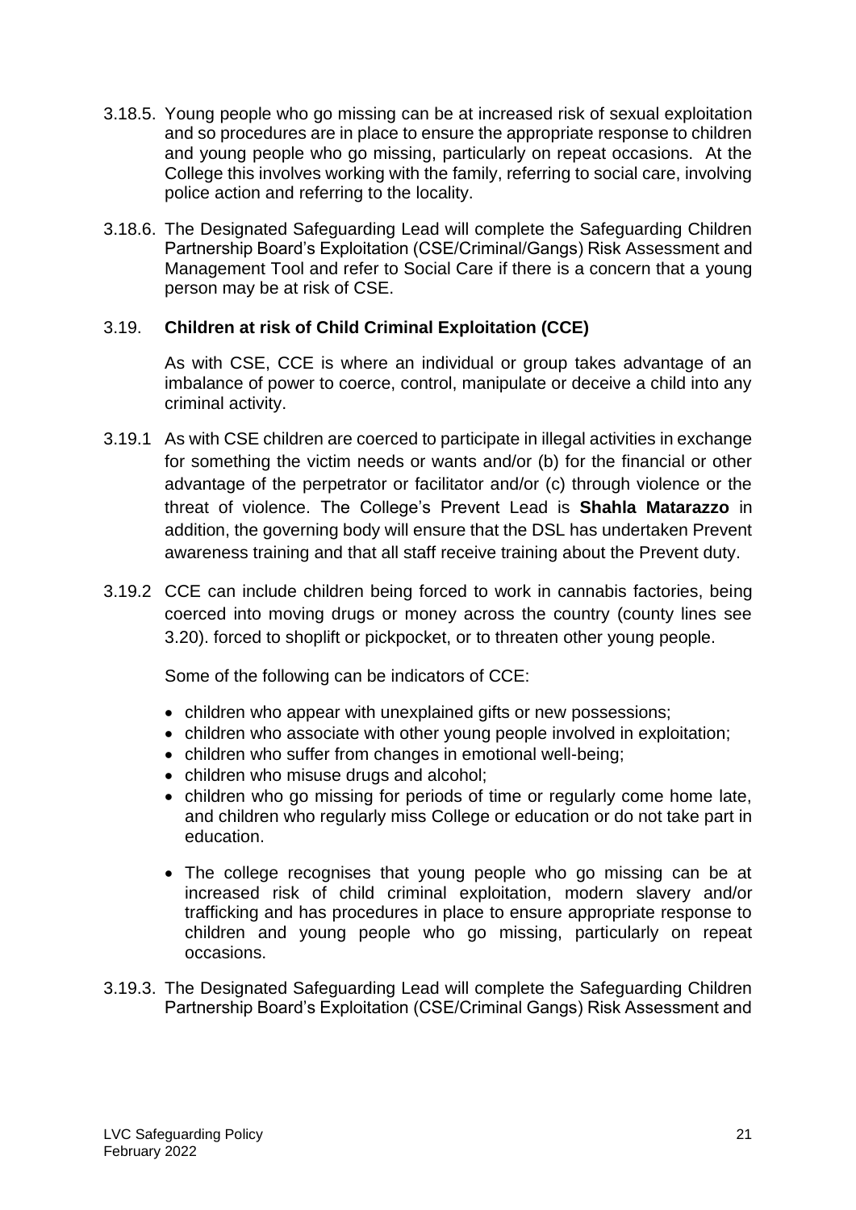3.18.5. Young people who go missing can be at increased risk of sexual exploitation and so procedures are in place to ensure the appropriate response to children and young people who go missing, particularly on repeat occasions. At the College this involves working with the family, referring to social care, involving police action and referring to the locality.

3.18.6. The Designated Safeguarding Lead will complete the Safeguarding Children Partnership Board's Exploitation (CSE/Criminal/Gangs) Risk Assessment and Management Tool and refer to Social Care if there is a concern that a young person may be at risk of CSE.

### 3.19. **Children at risk of Child Criminal Exploitation (CCE)**

As with CSE, CCE is where an individual or group takes advantage of an imbalance of power to coerce, control, manipulate or deceive a child into any criminal activity.

3.19.1 As with CSE children are coerced to participate in illegal activities in exchange for something the victim needs or wants and/or (b) for the financial or other advantage of the perpetrator or facilitator and/or (c) through violence or the threat of violence. The College's Prevent Lead is **Shahla Matarazzo** in addition, the governing body will ensure that the DSL has undertaken Prevent awareness training and that all staff receive training about the Prevent duty.

3.19.2 CCE can include children being forced to work in cannabis factories, being coerced into moving drugs or money across the country (county lines see 3.20). forced to shoplift or pickpocket, or to threaten other young people.

Some of the following can be indicators of CCE:

- children who appear with unexplained gifts or new possessions;
- children who associate with other young people involved in exploitation;
- children who suffer from changes in emotional well-being;
- children who misuse drugs and alcohol;
- children who go missing for periods of time or regularly come home late, and children who regularly miss College or education or do not take part in education.
- The college recognises that young people who go missing can be at increased risk of child criminal exploitation, modern slavery and/or trafficking and has procedures in place to ensure appropriate response to children and young people who go missing, particularly on repeat occasions.

3.19.3. The Designated Safeguarding Lead will complete the Safeguarding Children Partnership Board's Exploitation (CSE/Criminal Gangs) Risk Assessment and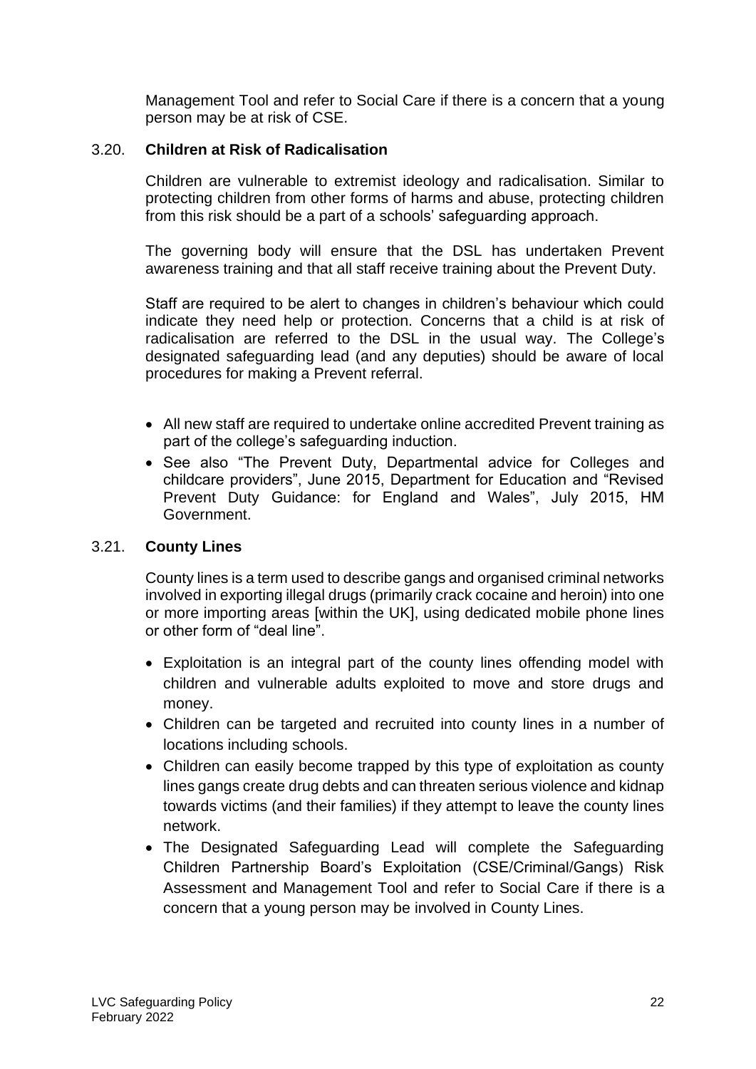Management Tool and refer to Social Care if there is a concern that a young person may be at risk of CSE.

### 3.20. **Children at Risk of Radicalisation**

Children are vulnerable to extremist ideology and radicalisation. Similar to protecting children from other forms of harms and abuse, protecting children from this risk should be a part of a schools' safeguarding approach.

The governing body will ensure that the DSL has undertaken Prevent awareness training and that all staff receive training about the Prevent Duty.

Staff are required to be alert to changes in children's behaviour which could indicate they need help or protection. Concerns that a child is at risk of radicalisation are referred to the DSL in the usual way. The College's designated safeguarding lead (and any deputies) should be aware of local procedures for making a Prevent referral.

- All new staff are required to undertake online accredited Prevent training as part of the college's safeguarding induction.
- See also "The Prevent Duty, Departmental advice for Colleges and childcare providers", June 2015, Department for Education and "Revised Prevent Duty Guidance: for England and Wales", July 2015, HM Government.

### 3.21. **County Lines**

County lines is a term used to describe gangs and organised criminal networks involved in exporting illegal drugs (primarily crack cocaine and heroin) into one or more importing areas [within the UK], using dedicated mobile phone lines or other form of "deal line".

- Exploitation is an integral part of the county lines offending model with children and vulnerable adults exploited to move and store drugs and money.
- Children can be targeted and recruited into county lines in a number of locations including schools.
- Children can easily become trapped by this type of exploitation as county lines gangs create drug debts and can threaten serious violence and kidnap towards victims (and their families) if they attempt to leave the county lines network.
- The Designated Safeguarding Lead will complete the Safeguarding Children Partnership Board's Exploitation (CSE/Criminal/Gangs) Risk Assessment and Management Tool and refer to Social Care if there is a concern that a young person may be involved in County Lines.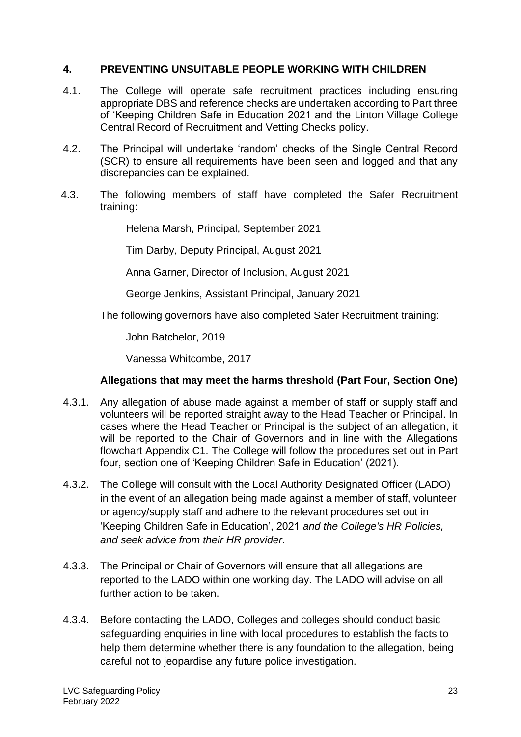## 4. PREVENTING UNSUITABLE PEOPLE WORKING WITH CHILDREN

4.1. The College will operate safe recruitment practices including ensuring appropriate DBS and reference checks are undertaken according to Part three of 'Keeping Children Safe in Education 2021 and the Linton Village College Central Record of Recruitment and Vetting Checks policy.

4.2. The Principal will undertake 'random' checks of the Single Central Record (SCR) to ensure all requirements have been seen and logged and that any discrepancies can be explained.

4.3. The following members of staff have completed the Safer Recruitment training:

Helena Marsh, Principal, September 2021

Tim Darby, Deputy Principal, August 2021

Anna Garner, Director of Inclusion, August 2021

George Jenkins, Assistant Principal, January 2021

The following governors have also completed Safer Recruitment training:

John Batchelor, 2019

Vanessa Whitcombe, 2017

**Allegations that may meet the harms threshold (Part Four, Section One)**

4.3.1. Any allegation of abuse made against a member of staff or supply staff and volunteers will be reported straight away to the Head Teacher or Principal. In cases where the Head Teacher or Principal is the subject of an allegation, it will be reported to the Chair of Governors and in line with the Allegations flowchart Appendix C1. The College will follow the procedures set out in Part four, section one of 'Keeping Children Safe in Education' (2021).

4.3.2. The College will consult with the Local Authority Designated Officer (LADO) in the event of an allegation being made against a member of staff, volunteer or agency/supply staff and adhere to the relevant procedures set out in 'Keeping Children Safe in Education', 2021 *and the College's HR Policies, and seek advice from their HR provider.*

4.3.3. The Principal or Chair of Governors will ensure that all allegations are reported to the LADO within one working day. The LADO will advise on all further action to be taken.

4.3.4. Before contacting the LADO, Colleges and colleges should conduct basic safeguarding enquiries in line with local procedures to establish the facts to help them determine whether there is any foundation to the allegation, being careful not to jeopardise any future police investigation.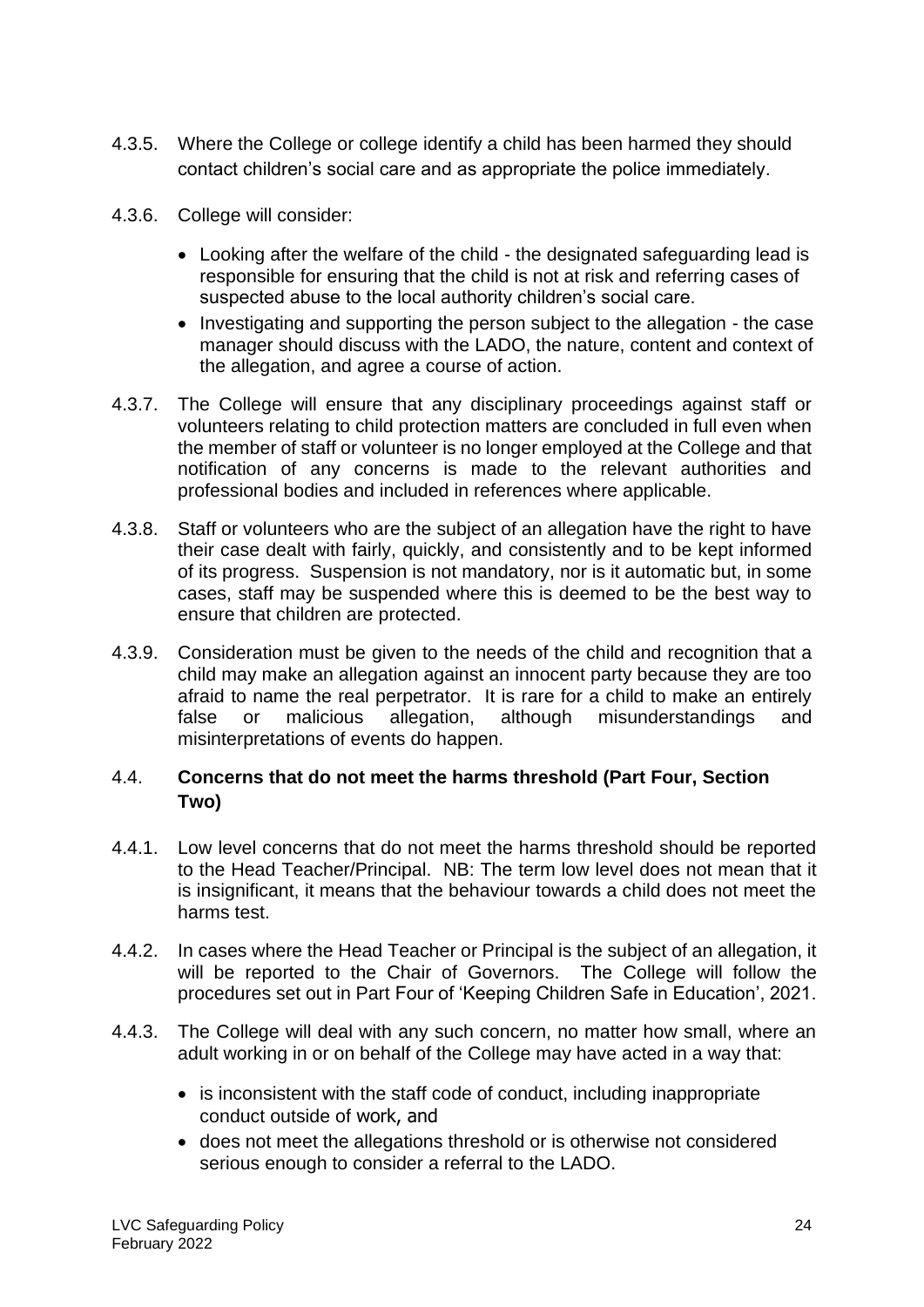4.3.5. Where the College or college identify a child has been harmed they should contact children's social care and as appropriate the police immediately.

4.3.6. College will consider:

- Looking after the welfare of the child - the designated safeguarding lead is responsible for ensuring that the child is not at risk and referring cases of suspected abuse to the local authority children's social care.
- Investigating and supporting the person subject to the allegation - the case manager should discuss with the LADO, the nature, content and context of the allegation, and agree a course of action.

4.3.7. The College will ensure that any disciplinary proceedings against staff or volunteers relating to child protection matters are concluded in full even when the member of staff or volunteer is no longer employed at the College and that notification of any concerns is made to the relevant authorities and professional bodies and included in references where applicable.

4.3.8. Staff or volunteers who are the subject of an allegation have the right to have their case dealt with fairly, quickly, and consistently and to be kept informed of its progress. Suspension is not mandatory, nor is it automatic but, in some cases, staff may be suspended where this is deemed to be the best way to ensure that children are protected.

4.3.9. Consideration must be given to the needs of the child and recognition that a child may make an allegation against an innocent party because they are too afraid to name the real perpetrator. It is rare for a child to make an entirely false or malicious allegation, although misunderstandings and misinterpretations of events do happen.

### 4.4. Concerns that do not meet the harms threshold (Part Four, Section Two)

4.4.1. Low level concerns that do not meet the harms threshold should be reported to the Head Teacher/Principal. NB: The term low level does not mean that it is insignificant, it means that the behaviour towards a child does not meet the harms test.

4.4.2. In cases where the Head Teacher or Principal is the subject of an allegation, it will be reported to the Chair of Governors. The College will follow the procedures set out in Part Four of 'Keeping Children Safe in Education', 2021.

4.4.3. The College will deal with any such concern, no matter how small, where an adult working in or on behalf of the College may have acted in a way that:

- is inconsistent with the staff code of conduct, including inappropriate conduct outside of work, and
- does not meet the allegations threshold or is otherwise not considered serious enough to consider a referral to the LADO.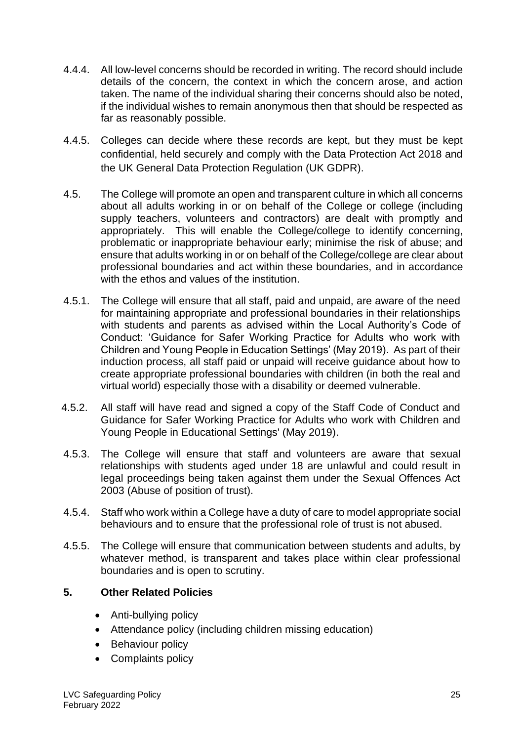4.4.4. All low-level concerns should be recorded in writing. The record should include details of the concern, the context in which the concern arose, and action taken. The name of the individual sharing their concerns should also be noted, if the individual wishes to remain anonymous then that should be respected as far as reasonably possible.

4.4.5. Colleges can decide where these records are kept, but they must be kept confidential, held securely and comply with the Data Protection Act 2018 and the UK General Data Protection Regulation (UK GDPR).

4.5. The College will promote an open and transparent culture in which all concerns about all adults working in or on behalf of the College or college (including supply teachers, volunteers and contractors) are dealt with promptly and appropriately. This will enable the College/college to identify concerning, problematic or inappropriate behaviour early; minimise the risk of abuse; and ensure that adults working in or on behalf of the College/college are clear about professional boundaries and act within these boundaries, and in accordance with the ethos and values of the institution.

4.5.1. The College will ensure that all staff, paid and unpaid, are aware of the need for maintaining appropriate and professional boundaries in their relationships with students and parents as advised within the Local Authority's Code of Conduct: 'Guidance for Safer Working Practice for Adults who work with Children and Young People in Education Settings' (May 2019). As part of their induction process, all staff paid or unpaid will receive guidance about how to create appropriate professional boundaries with children (in both the real and virtual world) especially those with a disability or deemed vulnerable.

4.5.2. All staff will have read and signed a copy of the Staff Code of Conduct and Guidance for Safer Working Practice for Adults who work with Children and Young People in Educational Settings' (May 2019).

4.5.3. The College will ensure that staff and volunteers are aware that sexual relationships with students aged under 18 are unlawful and could result in legal proceedings being taken against them under the Sexual Offences Act 2003 (Abuse of position of trust).

4.5.4. Staff who work within a College have a duty of care to model appropriate social behaviours and to ensure that the professional role of trust is not abused.

4.5.5. The College will ensure that communication between students and adults, by whatever method, is transparent and takes place within clear professional boundaries and is open to scrutiny.

## 5. Other Related Policies

- Anti-bullying policy
- Attendance policy (including children missing education)
- Behaviour policy
- Complaints policy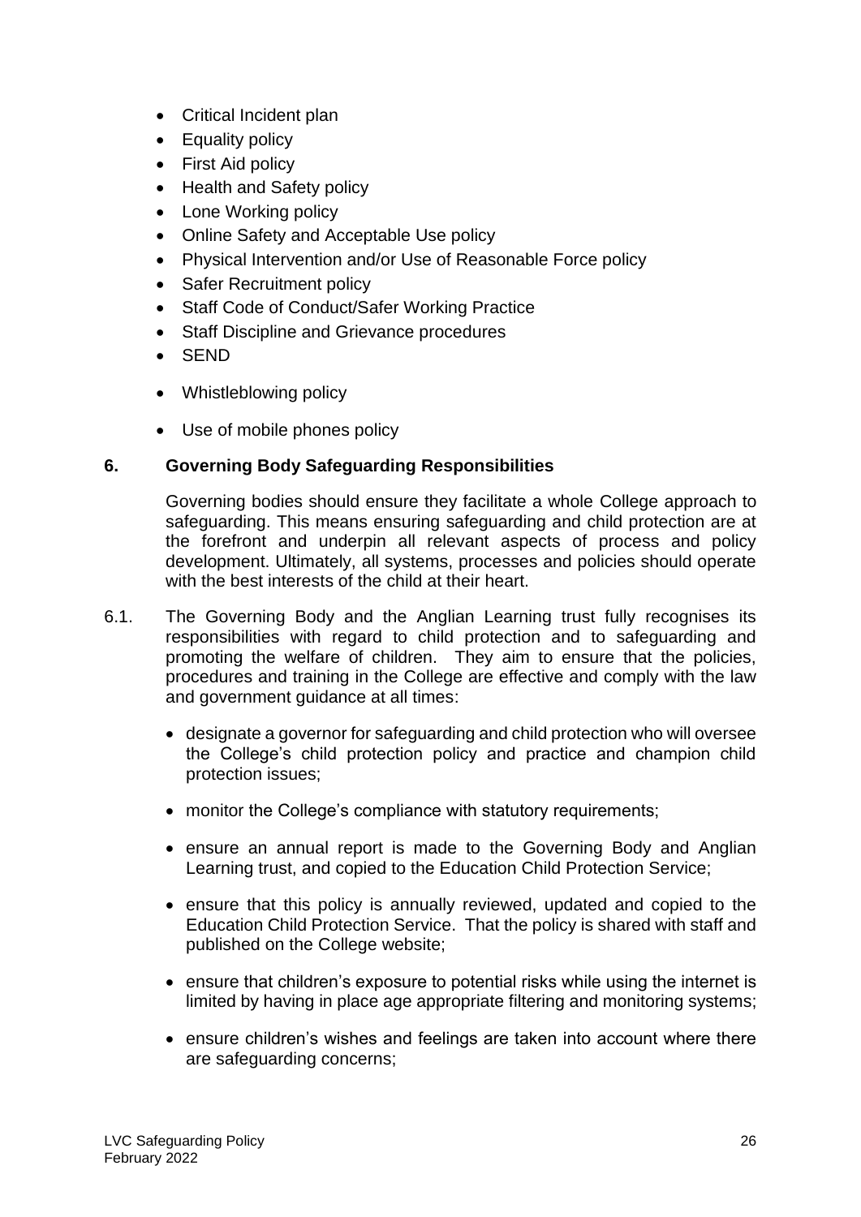- Critical Incident plan
- Equality policy
- First Aid policy
- Health and Safety policy
- Lone Working policy
- Online Safety and Acceptable Use policy
- Physical Intervention and/or Use of Reasonable Force policy
- Safer Recruitment policy
- Staff Code of Conduct/Safer Working Practice
- Staff Discipline and Grievance procedures
- SEND
- Whistleblowing policy
- Use of mobile phones policy

## 6. Governing Body Safeguarding Responsibilities

Governing bodies should ensure they facilitate a whole College approach to safeguarding. This means ensuring safeguarding and child protection are at the forefront and underpin all relevant aspects of process and policy development. Ultimately, all systems, processes and policies should operate with the best interests of the child at their heart.

6.1. The Governing Body and the Anglian Learning trust fully recognises its responsibilities with regard to child protection and to safeguarding and promoting the welfare of children. They aim to ensure that the policies, procedures and training in the College are effective and comply with the law and government guidance at all times:

- designate a governor for safeguarding and child protection who will oversee the College's child protection policy and practice and champion child protection issues;
- monitor the College's compliance with statutory requirements;
- ensure an annual report is made to the Governing Body and Anglian Learning trust, and copied to the Education Child Protection Service;
- ensure that this policy is annually reviewed, updated and copied to the Education Child Protection Service. That the policy is shared with staff and published on the College website;
- ensure that children's exposure to potential risks while using the internet is limited by having in place age appropriate filtering and monitoring systems;
- ensure children's wishes and feelings are taken into account where there are safeguarding concerns;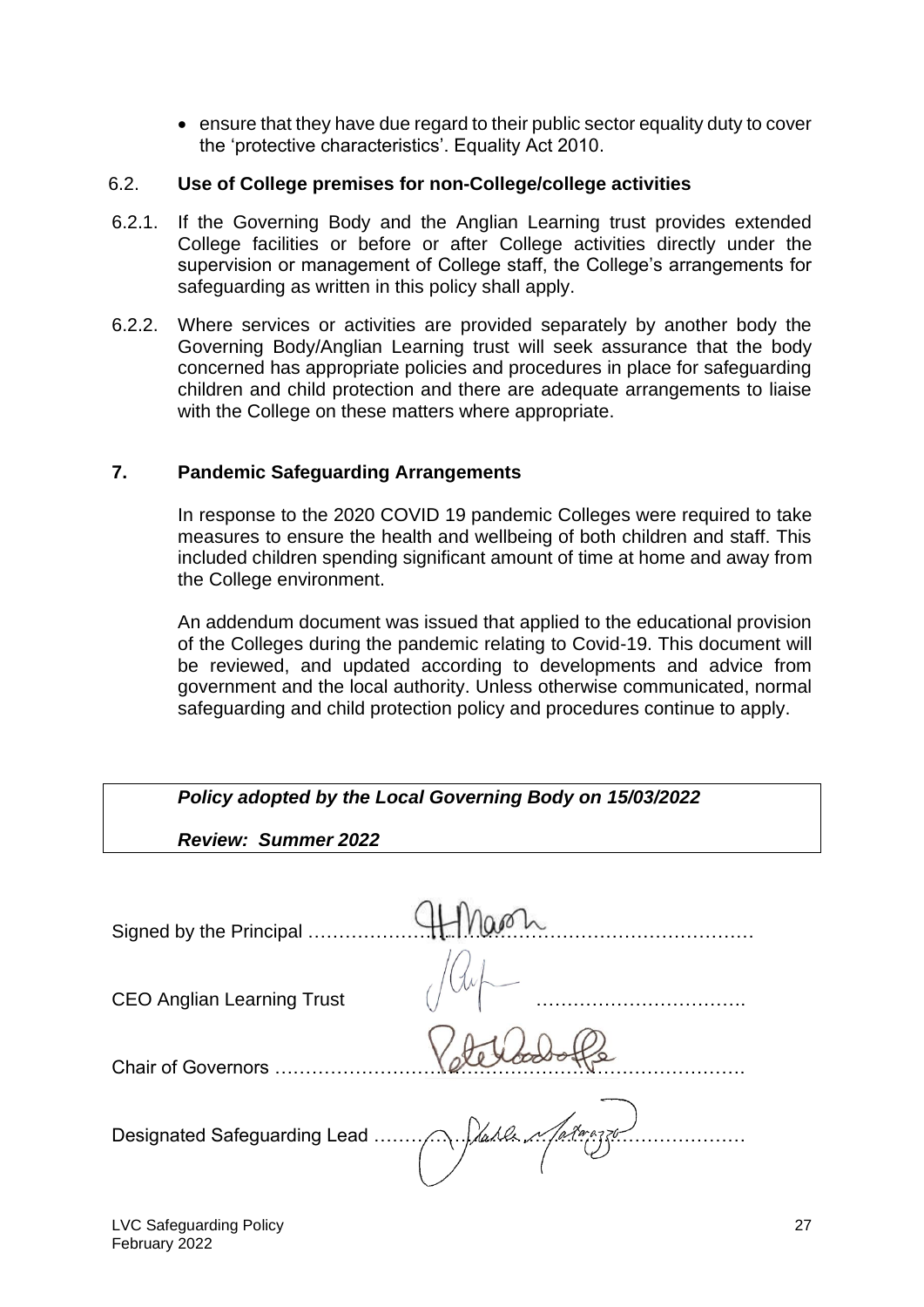- ensure that they have due regard to their public sector equality duty to cover the 'protective characteristics'. Equality Act 2010.

### 6.2. Use of College premises for non-College/college activities

6.2.1. If the Governing Body and the Anglian Learning trust provides extended College facilities or before or after College activities directly under the supervision or management of College staff, the College's arrangements for safeguarding as written in this policy shall apply.

6.2.2. Where services or activities are provided separately by another body the Governing Body/Anglian Learning trust will seek assurance that the body concerned has appropriate policies and procedures in place for safeguarding children and child protection and there are adequate arrangements to liaise with the College on these matters where appropriate.

## 7. Pandemic Safeguarding Arrangements

In response to the 2020 COVID 19 pandemic Colleges were required to take measures to ensure the health and wellbeing of both children and staff. This included children spending significant amount of time at home and away from the College environment.

An addendum document was issued that applied to the educational provision of the Colleges during the pandemic relating to Covid-19. This document will be reviewed, and updated according to developments and advice from government and the local authority. Unless otherwise communicated, normal safeguarding and child protection policy and procedures continue to apply.

***Policy adopted by the Local Governing Body on 15/03/2022***

***Review: Summer 2022***

Signed by the Principal ………………………………………………………………

CEO Anglian Learning Trust ……………………………

Chair of Governors ………………………………………………………………

Designated Safeguarding Lead ………………………………………………………………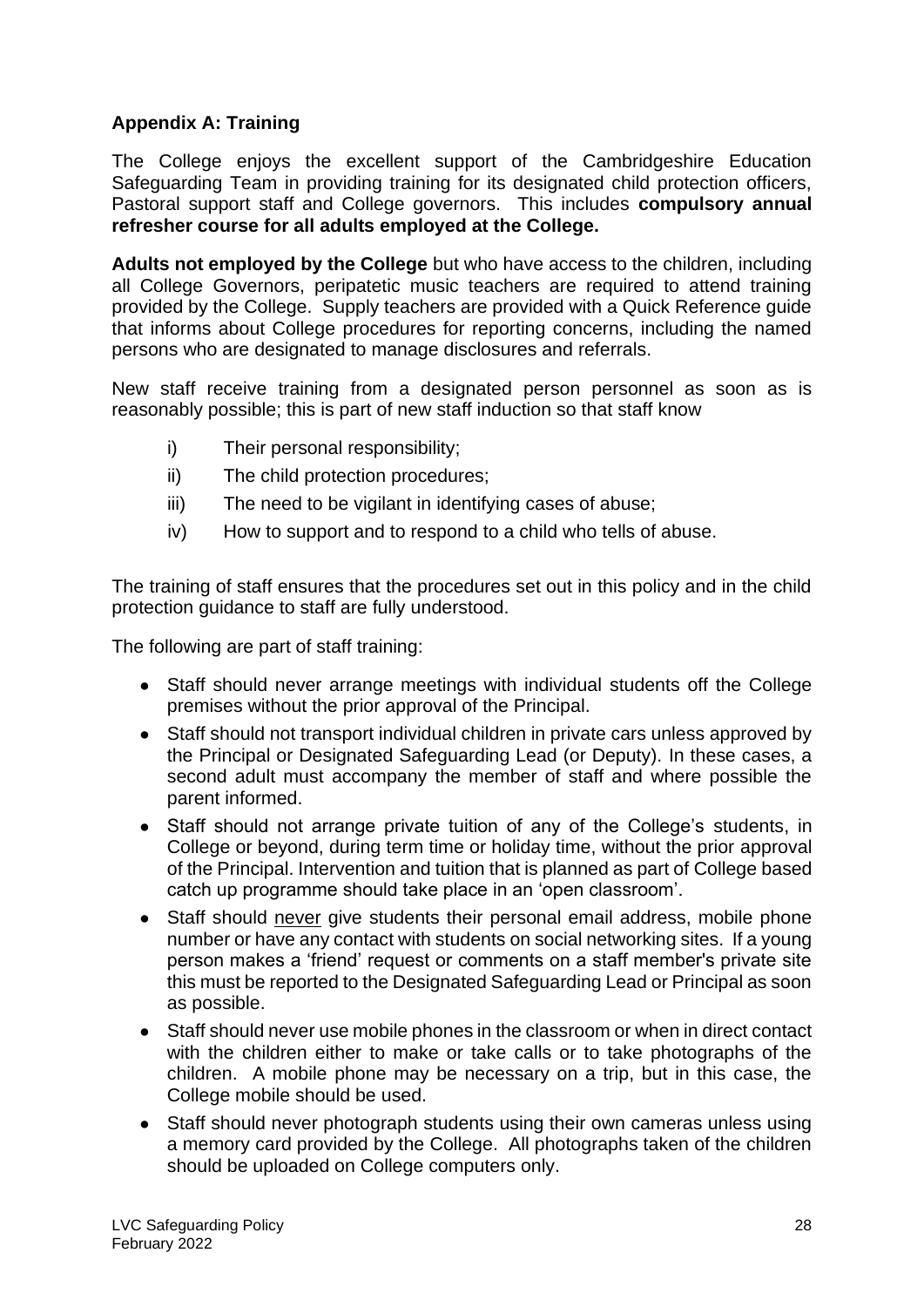**Appendix A: Training**

The College enjoys the excellent support of the Cambridgeshire Education Safeguarding Team in providing training for its designated child protection officers, Pastoral support staff and College governors. This includes **compulsory annual refresher course for all adults employed at the College.**

**Adults not employed by the College** but who have access to the children, including all College Governors, peripatetic music teachers are required to attend training provided by the College. Supply teachers are provided with a Quick Reference guide that informs about College procedures for reporting concerns, including the named persons who are designated to manage disclosures and referrals.

New staff receive training from a designated person personnel as soon as is reasonably possible; this is part of new staff induction so that staff know

i) Their personal responsibility;

ii) The child protection procedures;

iii) The need to be vigilant in identifying cases of abuse;

iv) How to support and to respond to a child who tells of abuse.

The training of staff ensures that the procedures set out in this policy and in the child protection guidance to staff are fully understood.

The following are part of staff training:

- Staff should never arrange meetings with individual students off the College premises without the prior approval of the Principal.
- Staff should not transport individual children in private cars unless approved by the Principal or Designated Safeguarding Lead (or Deputy). In these cases, a second adult must accompany the member of staff and where possible the parent informed.
- Staff should not arrange private tuition of any of the College's students, in College or beyond, during term time or holiday time, without the prior approval of the Principal. Intervention and tuition that is planned as part of College based catch up programme should take place in an 'open classroom'.
- Staff should <u>never</u> give students their personal email address, mobile phone number or have any contact with students on social networking sites. If a young person makes a 'friend' request or comments on a staff member's private site this must be reported to the Designated Safeguarding Lead or Principal as soon as possible.
- Staff should never use mobile phones in the classroom or when in direct contact with the children either to make or take calls or to take photographs of the children. A mobile phone may be necessary on a trip, but in this case, the College mobile should be used.
- Staff should never photograph students using their own cameras unless using a memory card provided by the College. All photographs taken of the children should be uploaded on College computers only.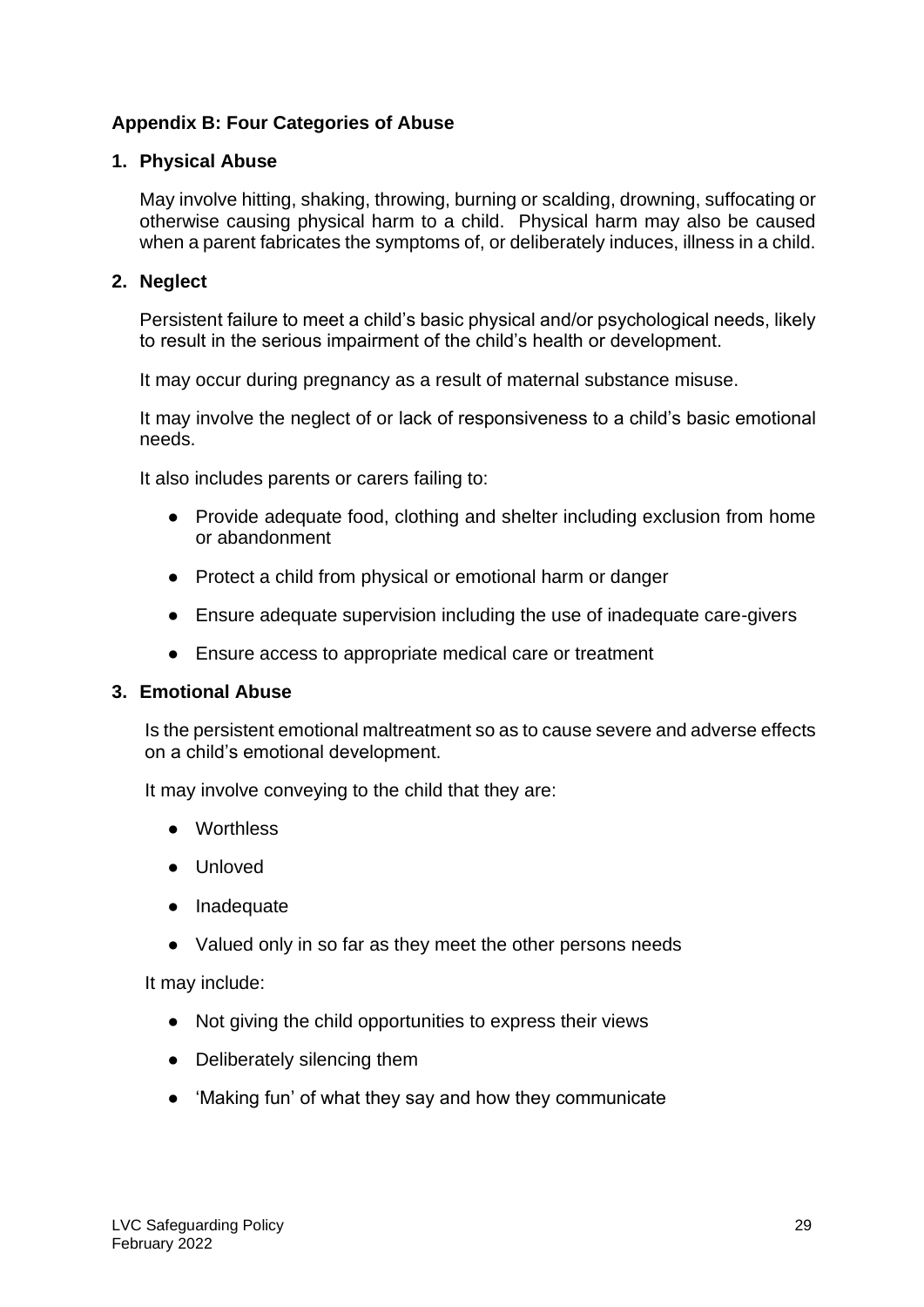### Appendix B: Four Categories of Abuse

#### 1. Physical Abuse

May involve hitting, shaking, throwing, burning or scalding, drowning, suffocating or otherwise causing physical harm to a child. Physical harm may also be caused when a parent fabricates the symptoms of, or deliberately induces, illness in a child.

#### 2. Neglect

Persistent failure to meet a child's basic physical and/or psychological needs, likely to result in the serious impairment of the child's health or development.

It may occur during pregnancy as a result of maternal substance misuse.

It may involve the neglect of or lack of responsiveness to a child's basic emotional needs.

It also includes parents or carers failing to:

- Provide adequate food, clothing and shelter including exclusion from home or abandonment
- Protect a child from physical or emotional harm or danger
- Ensure adequate supervision including the use of inadequate care-givers
- Ensure access to appropriate medical care or treatment

#### 3. Emotional Abuse

Is the persistent emotional maltreatment so as to cause severe and adverse effects on a child's emotional development.

It may involve conveying to the child that they are:

- Worthless
- Unloved
- Inadequate
- Valued only in so far as they meet the other persons needs

It may include:

- Not giving the child opportunities to express their views
- Deliberately silencing them
- 'Making fun' of what they say and how they communicate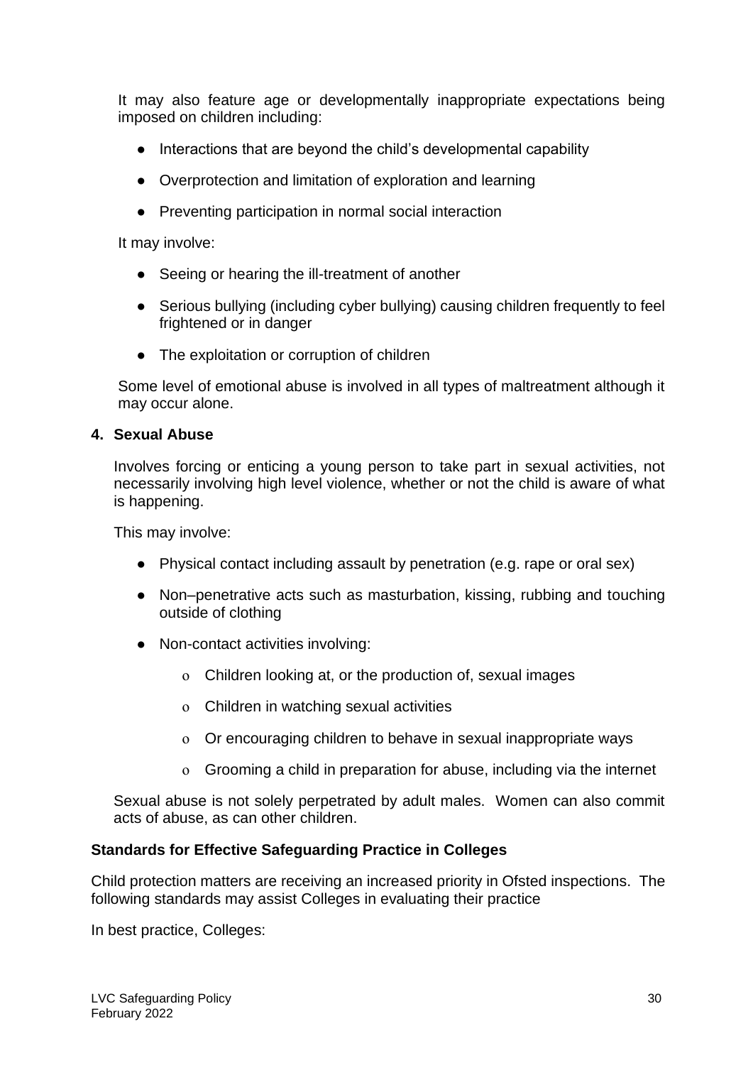It may also feature age or developmentally inappropriate expectations being imposed on children including:

- Interactions that are beyond the child's developmental capability
- Overprotection and limitation of exploration and learning
- Preventing participation in normal social interaction

It may involve:

- Seeing or hearing the ill-treatment of another
- Serious bullying (including cyber bullying) causing children frequently to feel frightened or in danger
- The exploitation or corruption of children

Some level of emotional abuse is involved in all types of maltreatment although it may occur alone.

**4. Sexual Abuse**

Involves forcing or enticing a young person to take part in sexual activities, not necessarily involving high level violence, whether or not the child is aware of what is happening.

This may involve:

- Physical contact including assault by penetration (e.g. rape or oral sex)
- Non–penetrative acts such as masturbation, kissing, rubbing and touching outside of clothing
- Non-contact activities involving:
  - Children looking at, or the production of, sexual images
  - Children in watching sexual activities
  - Or encouraging children to behave in sexual inappropriate ways
  - Grooming a child in preparation for abuse, including via the internet

Sexual abuse is not solely perpetrated by adult males. Women can also commit acts of abuse, as can other children.

**Standards for Effective Safeguarding Practice in Colleges**

Child protection matters are receiving an increased priority in Ofsted inspections. The following standards may assist Colleges in evaluating their practice

In best practice, Colleges: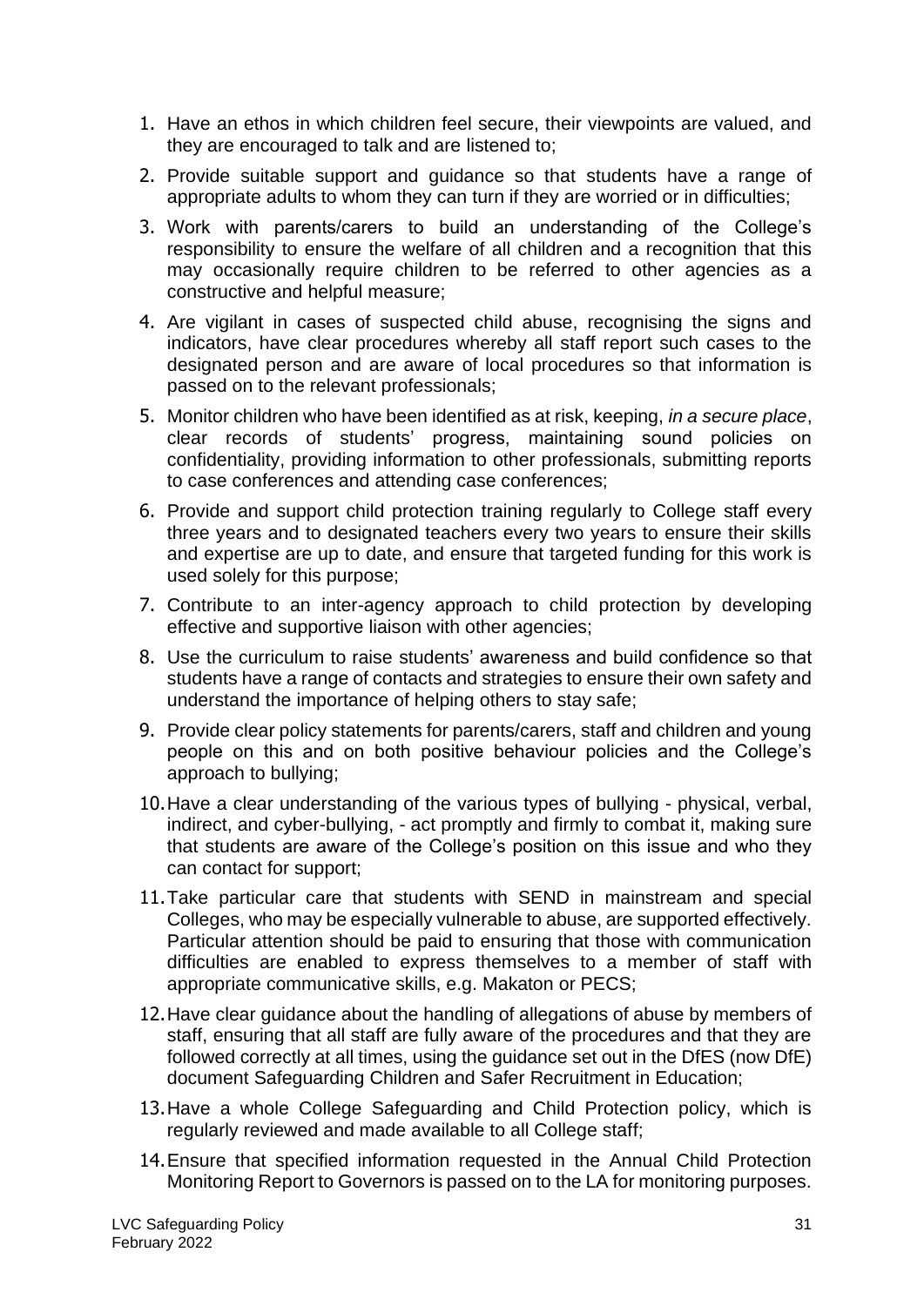1. Have an ethos in which children feel secure, their viewpoints are valued, and they are encouraged to talk and are listened to;
2. Provide suitable support and guidance so that students have a range of appropriate adults to whom they can turn if they are worried or in difficulties;
3. Work with parents/carers to build an understanding of the College's responsibility to ensure the welfare of all children and a recognition that this may occasionally require children to be referred to other agencies as a constructive and helpful measure;
4. Are vigilant in cases of suspected child abuse, recognising the signs and indicators, have clear procedures whereby all staff report such cases to the designated person and are aware of local procedures so that information is passed on to the relevant professionals;
5. Monitor children who have been identified as at risk, keeping, *in a secure place*, clear records of students' progress, maintaining sound policies on confidentiality, providing information to other professionals, submitting reports to case conferences and attending case conferences;
6. Provide and support child protection training regularly to College staff every three years and to designated teachers every two years to ensure their skills and expertise are up to date, and ensure that targeted funding for this work is used solely for this purpose;
7. Contribute to an inter-agency approach to child protection by developing effective and supportive liaison with other agencies;
8. Use the curriculum to raise students' awareness and build confidence so that students have a range of contacts and strategies to ensure their own safety and understand the importance of helping others to stay safe;
9. Provide clear policy statements for parents/carers, staff and children and young people on this and on both positive behaviour policies and the College's approach to bullying;
10. Have a clear understanding of the various types of bullying - physical, verbal, indirect, and cyber-bullying, - act promptly and firmly to combat it, making sure that students are aware of the College's position on this issue and who they can contact for support;
11. Take particular care that students with SEND in mainstream and special Colleges, who may be especially vulnerable to abuse, are supported effectively. Particular attention should be paid to ensuring that those with communication difficulties are enabled to express themselves to a member of staff with appropriate communicative skills, e.g. Makaton or PECS;
12. Have clear guidance about the handling of allegations of abuse by members of staff, ensuring that all staff are fully aware of the procedures and that they are followed correctly at all times, using the guidance set out in the DfES (now DfE) document Safeguarding Children and Safer Recruitment in Education;
13. Have a whole College Safeguarding and Child Protection policy, which is regularly reviewed and made available to all College staff;
14. Ensure that specified information requested in the Annual Child Protection Monitoring Report to Governors is passed on to the LA for monitoring purposes.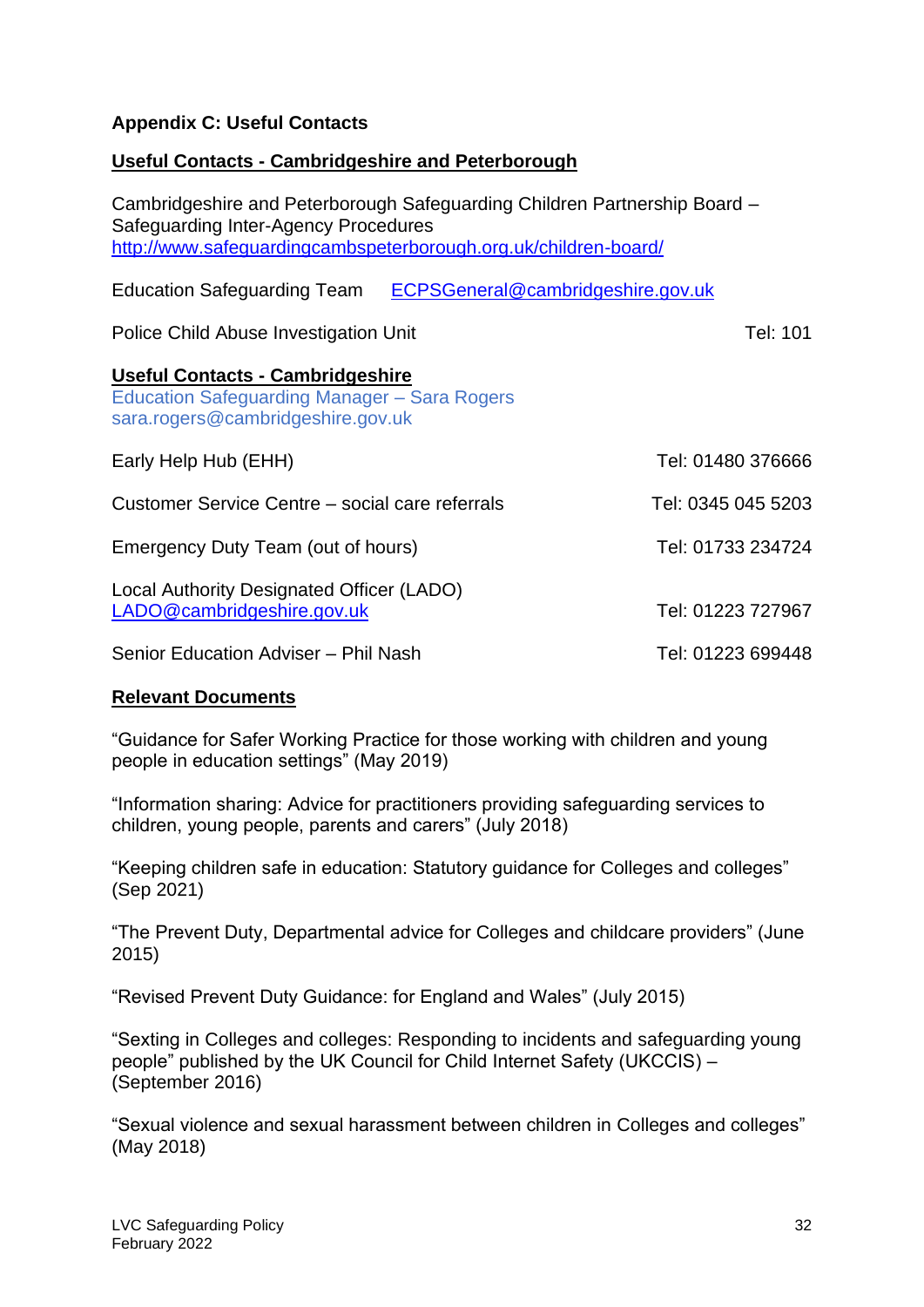**Appendix C: Useful Contacts**

**Useful Contacts - Cambridgeshire and Peterborough**

Cambridgeshire and Peterborough Safeguarding Children Partnership Board – Safeguarding Inter-Agency Procedures
http://www.safeguardingcambspeterborough.org.uk/children-board/

Education Safeguarding Team ECPSGeneral@cambridgeshire.gov.uk

Police Child Abuse Investigation Unit Tel: 101

**Useful Contacts - Cambridgeshire**

Education Safeguarding Manager – Sara Rogers
sara.rogers@cambridgeshire.gov.uk

Early Help Hub (EHH) Tel: 01480 376666

Customer Service Centre – social care referrals Tel: 0345 045 5203

Emergency Duty Team (out of hours) Tel: 01733 234724

Local Authority Designated Officer (LADO)
LADO@cambridgeshire.gov.uk Tel: 01223 727967

Senior Education Adviser – Phil Nash Tel: 01223 699448

**Relevant Documents**

"Guidance for Safer Working Practice for those working with children and young people in education settings" (May 2019)

"Information sharing: Advice for practitioners providing safeguarding services to children, young people, parents and carers" (July 2018)

"Keeping children safe in education: Statutory guidance for Colleges and colleges" (Sep 2021)

"The Prevent Duty, Departmental advice for Colleges and childcare providers" (June 2015)

"Revised Prevent Duty Guidance: for England and Wales" (July 2015)

"Sexting in Colleges and colleges: Responding to incidents and safeguarding young people" published by the UK Council for Child Internet Safety (UKCCIS) – (September 2016)

"Sexual violence and sexual harassment between children in Colleges and colleges" (May 2018)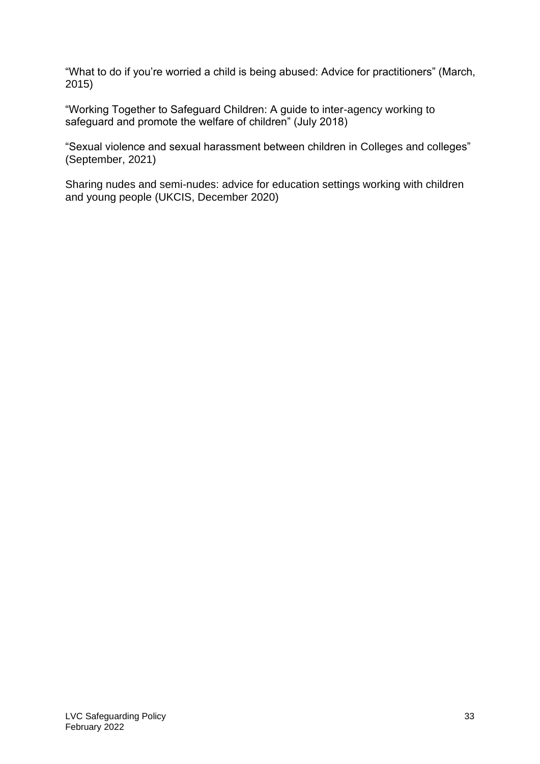"What to do if you're worried a child is being abused: Advice for practitioners" (March, 2015)

"Working Together to Safeguard Children: A guide to inter-agency working to safeguard and promote the welfare of children" (July 2018)

"Sexual violence and sexual harassment between children in Colleges and colleges" (September, 2021)

Sharing nudes and semi-nudes: advice for education settings working with children and young people (UKCIS, December 2020)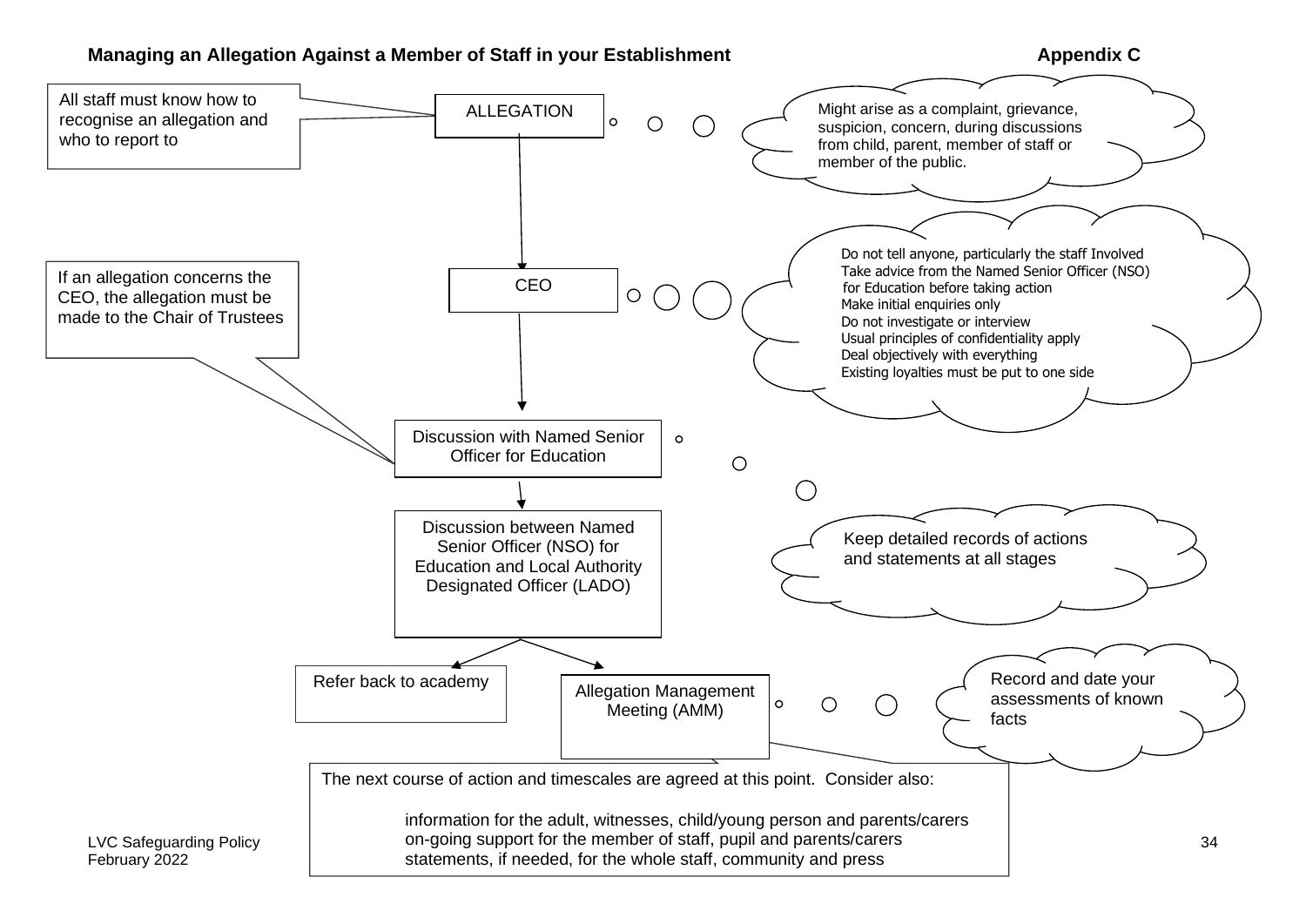**Managing an Allegation Against a Member of Staff in your Establishment** **Appendix C**

All staff must know how to recognise an allegation and who to report to

**ALLEGATION**

Might arise as a complaint, grievance, suspicion, concern, during discussions from child, parent, member of staff or member of the public.

↓

**CEO**

If an allegation concerns the CEO, the allegation must be made to the Chair of Trustees

Do not tell anyone, particularly the staff Involved
Take advice from the Named Senior Officer (NSO) for Education before taking action
Make initial enquiries only
Do not investigate or interview
Usual principles of confidentiality apply
Deal objectively with everything
Existing loyalties must be put to one side

↓

**Discussion with Named Senior Officer for Education**

↓

**Discussion between Named Senior Officer (NSO) for Education and Local Authority Designated Officer (LADO)**

Keep detailed records of actions and statements at all stages

↓

**Refer back to academy** | **Allegation Management Meeting (AMM)**

Record and date your assessments of known facts

The next course of action and timescales are agreed at this point. Consider also:

- information for the adult, witnesses, child/young person and parents/carers
- on-going support for the member of staff, pupil and parents/carers
- statements, if needed, for the whole staff, community and press

LVC Safeguarding Policy
February 2022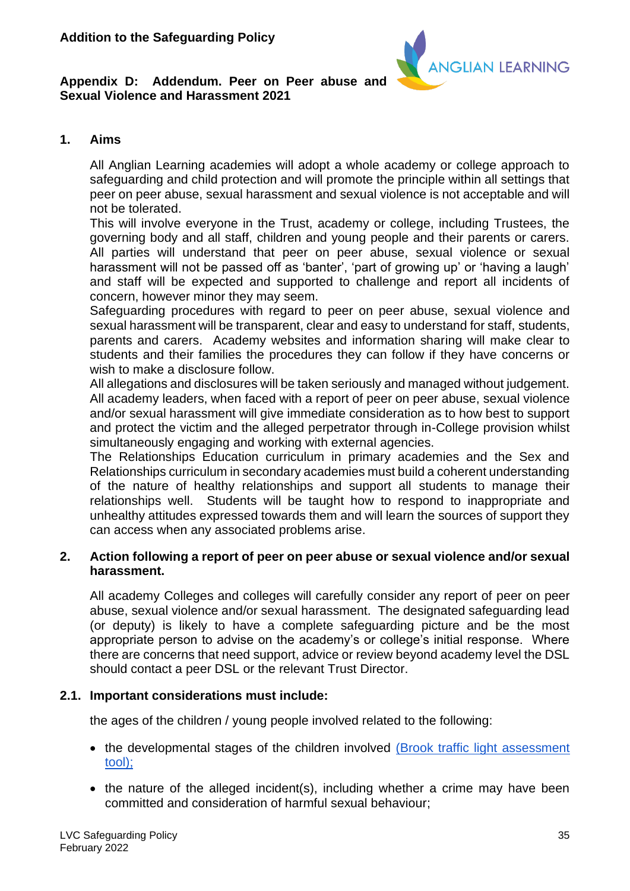**Addition to the Safeguarding Policy**

**Appendix D: Addendum. Peer on Peer abuse and Sexual Violence and Harassment 2021**

## 1. Aims

All Anglian Learning academies will adopt a whole academy or college approach to safeguarding and child protection and will promote the principle within all settings that peer on peer abuse, sexual harassment and sexual violence is not acceptable and will not be tolerated.

This will involve everyone in the Trust, academy or college, including Trustees, the governing body and all staff, children and young people and their parents or carers. All parties will understand that peer on peer abuse, sexual violence or sexual harassment will not be passed off as 'banter', 'part of growing up' or 'having a laugh' and staff will be expected and supported to challenge and report all incidents of concern, however minor they may seem.

Safeguarding procedures with regard to peer on peer abuse, sexual violence and sexual harassment will be transparent, clear and easy to understand for staff, students, parents and carers. Academy websites and information sharing will make clear to students and their families the procedures they can follow if they have concerns or wish to make a disclosure follow.

All allegations and disclosures will be taken seriously and managed without judgement. All academy leaders, when faced with a report of peer on peer abuse, sexual violence and/or sexual harassment will give immediate consideration as to how best to support and protect the victim and the alleged perpetrator through in-College provision whilst simultaneously engaging and working with external agencies.

The Relationships Education curriculum in primary academies and the Sex and Relationships curriculum in secondary academies must build a coherent understanding of the nature of healthy relationships and support all students to manage their relationships well. Students will be taught how to respond to inappropriate and unhealthy attitudes expressed towards them and will learn the sources of support they can access when any associated problems arise.

## 2. Action following a report of peer on peer abuse or sexual violence and/or sexual harassment.

All academy Colleges and colleges will carefully consider any report of peer on peer abuse, sexual violence and/or sexual harassment. The designated safeguarding lead (or deputy) is likely to have a complete safeguarding picture and be the most appropriate person to advise on the academy's or college's initial response. Where there are concerns that need support, advice or review beyond academy level the DSL should contact a peer DSL or the relevant Trust Director.

### 2.1. Important considerations must include:

the ages of the children / young people involved related to the following:

- the developmental stages of the children involved (Brook traffic light assessment tool);
- the nature of the alleged incident(s), including whether a crime may have been committed and consideration of harmful sexual behaviour;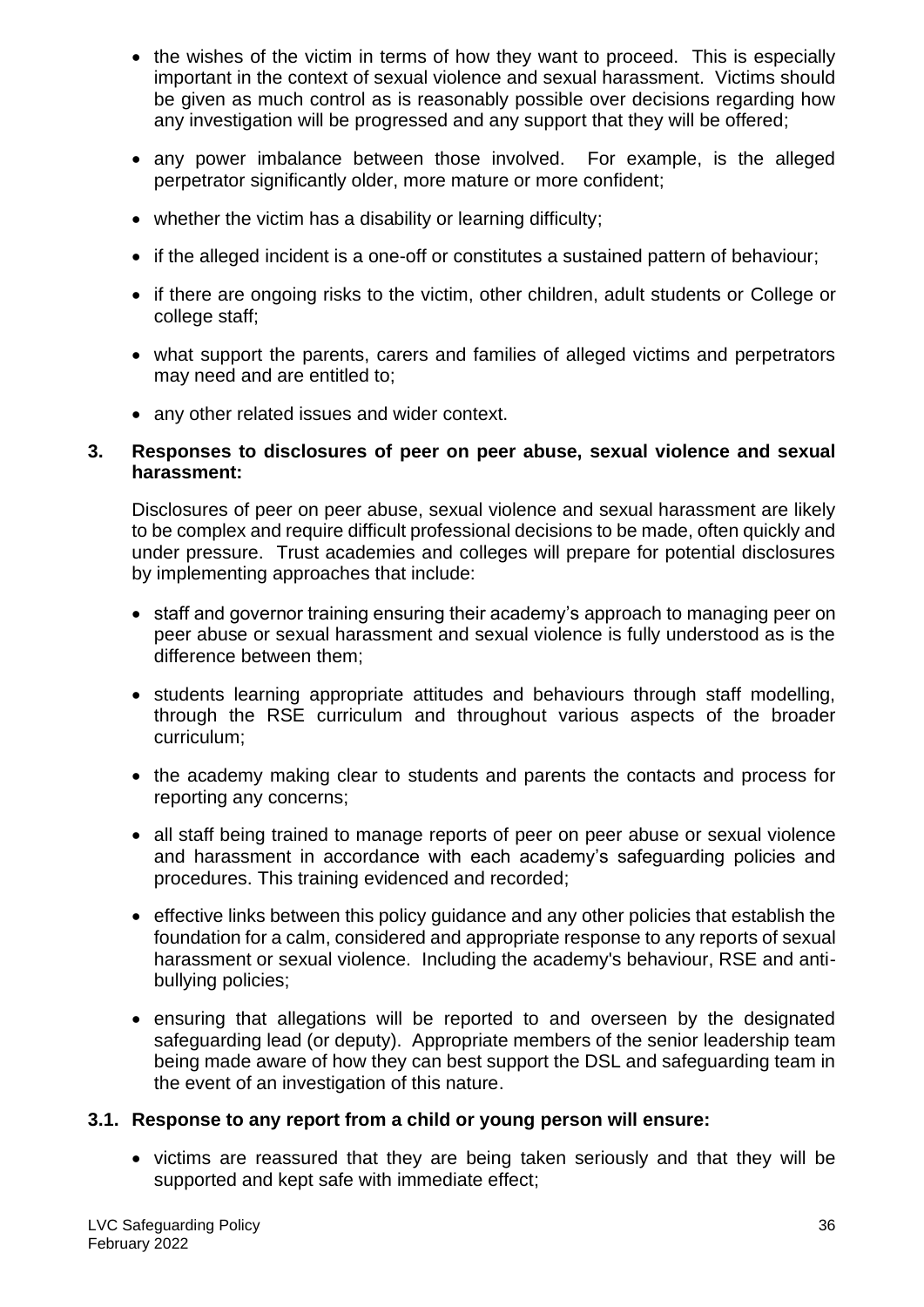- the wishes of the victim in terms of how they want to proceed. This is especially important in the context of sexual violence and sexual harassment. Victims should be given as much control as is reasonably possible over decisions regarding how any investigation will be progressed and any support that they will be offered;
- any power imbalance between those involved. For example, is the alleged perpetrator significantly older, more mature or more confident;
- whether the victim has a disability or learning difficulty;
- if the alleged incident is a one-off or constitutes a sustained pattern of behaviour;
- if there are ongoing risks to the victim, other children, adult students or College or college staff;
- what support the parents, carers and families of alleged victims and perpetrators may need and are entitled to;
- any other related issues and wider context.

## 3. Responses to disclosures of peer on peer abuse, sexual violence and sexual harassment:

Disclosures of peer on peer abuse, sexual violence and sexual harassment are likely to be complex and require difficult professional decisions to be made, often quickly and under pressure. Trust academies and colleges will prepare for potential disclosures by implementing approaches that include:

- staff and governor training ensuring their academy's approach to managing peer on peer abuse or sexual harassment and sexual violence is fully understood as is the difference between them;
- students learning appropriate attitudes and behaviours through staff modelling, through the RSE curriculum and throughout various aspects of the broader curriculum;
- the academy making clear to students and parents the contacts and process for reporting any concerns;
- all staff being trained to manage reports of peer on peer abuse or sexual violence and harassment in accordance with each academy's safeguarding policies and procedures. This training evidenced and recorded;
- effective links between this policy guidance and any other policies that establish the foundation for a calm, considered and appropriate response to any reports of sexual harassment or sexual violence. Including the academy's behaviour, RSE and anti-bullying policies;
- ensuring that allegations will be reported to and overseen by the designated safeguarding lead (or deputy). Appropriate members of the senior leadership team being made aware of how they can best support the DSL and safeguarding team in the event of an investigation of this nature.

### 3.1. Response to any report from a child or young person will ensure:

- victims are reassured that they are being taken seriously and that they will be supported and kept safe with immediate effect;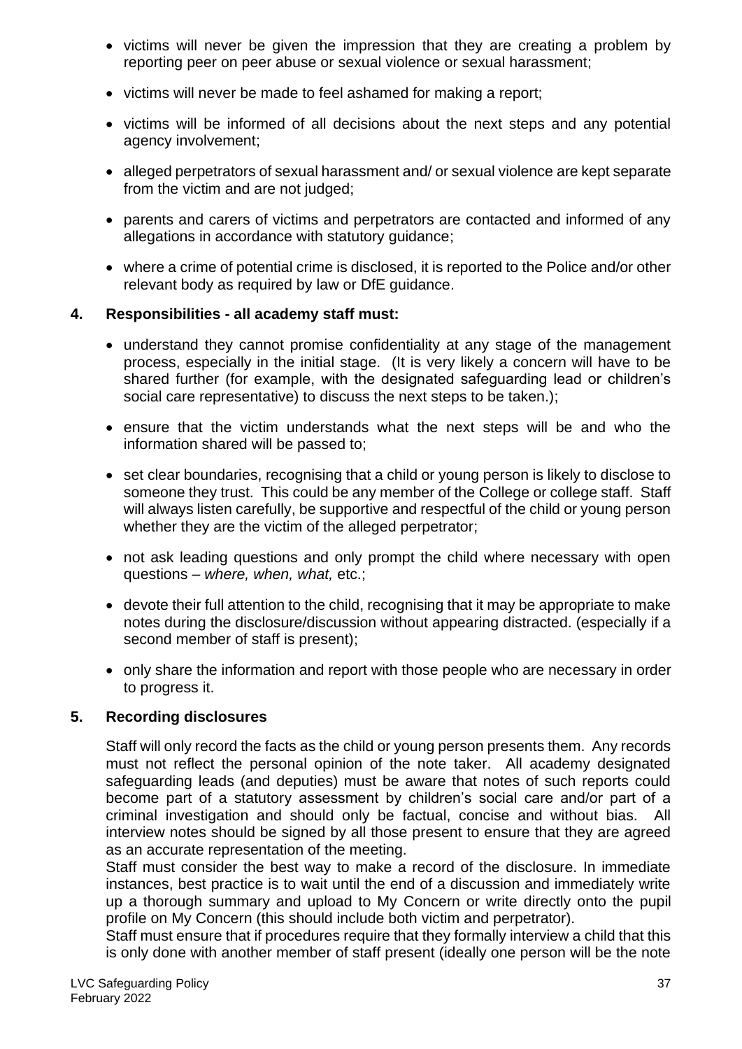- victims will never be given the impression that they are creating a problem by reporting peer on peer abuse or sexual violence or sexual harassment;
- victims will never be made to feel ashamed for making a report;
- victims will be informed of all decisions about the next steps and any potential agency involvement;
- alleged perpetrators of sexual harassment and/ or sexual violence are kept separate from the victim and are not judged;
- parents and carers of victims and perpetrators are contacted and informed of any allegations in accordance with statutory guidance;
- where a crime of potential crime is disclosed, it is reported to the Police and/or other relevant body as required by law or DfE guidance.

## 4. Responsibilities - all academy staff must:

- understand they cannot promise confidentiality at any stage of the management process, especially in the initial stage. (It is very likely a concern will have to be shared further (for example, with the designated safeguarding lead or children's social care representative) to discuss the next steps to be taken.);
- ensure that the victim understands what the next steps will be and who the information shared will be passed to;
- set clear boundaries, recognising that a child or young person is likely to disclose to someone they trust. This could be any member of the College or college staff. Staff will always listen carefully, be supportive and respectful of the child or young person whether they are the victim of the alleged perpetrator;
- not ask leading questions and only prompt the child where necessary with open questions – *where, when, what,* etc.;
- devote their full attention to the child, recognising that it may be appropriate to make notes during the disclosure/discussion without appearing distracted. (especially if a second member of staff is present);
- only share the information and report with those people who are necessary in order to progress it.

## 5. Recording disclosures

Staff will only record the facts as the child or young person presents them. Any records must not reflect the personal opinion of the note taker. All academy designated safeguarding leads (and deputies) must be aware that notes of such reports could become part of a statutory assessment by children's social care and/or part of a criminal investigation and should only be factual, concise and without bias. All interview notes should be signed by all those present to ensure that they are agreed as an accurate representation of the meeting.

Staff must consider the best way to make a record of the disclosure. In immediate instances, best practice is to wait until the end of a discussion and immediately write up a thorough summary and upload to My Concern or write directly onto the pupil profile on My Concern (this should include both victim and perpetrator).

Staff must ensure that if procedures require that they formally interview a child that this is only done with another member of staff present (ideally one person will be the note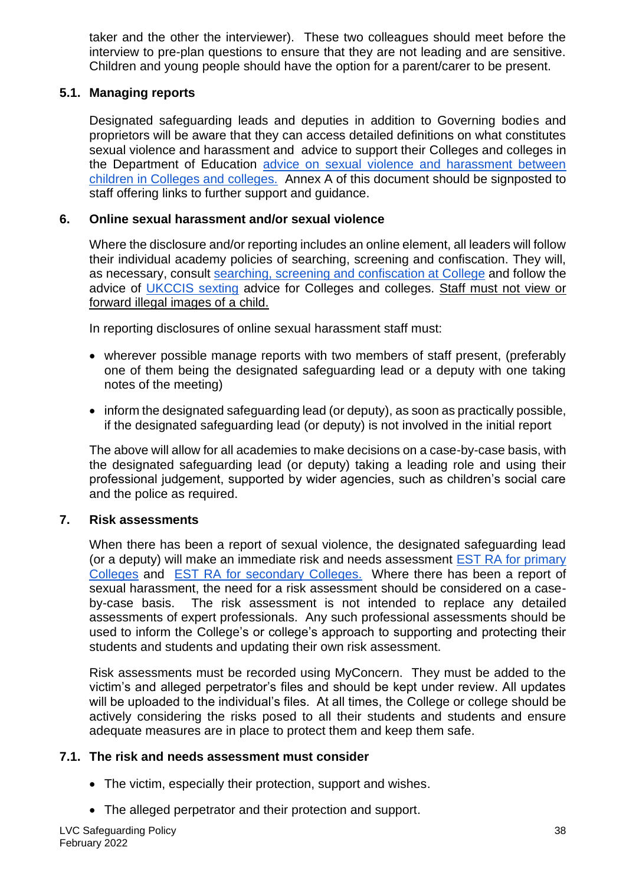taker and the other the interviewer). These two colleagues should meet before the interview to pre-plan questions to ensure that they are not leading and are sensitive. Children and young people should have the option for a parent/carer to be present.

### 5.1. Managing reports

Designated safeguarding leads and deputies in addition to Governing bodies and proprietors will be aware that they can access detailed definitions on what constitutes sexual violence and harassment and advice to support their Colleges and colleges in the Department of Education advice on sexual violence and harassment between children in Colleges and colleges. Annex A of this document should be signposted to staff offering links to further support and guidance.

## 6. Online sexual harassment and/or sexual violence

Where the disclosure and/or reporting includes an online element, all leaders will follow their individual academy policies of searching, screening and confiscation. They will, as necessary, consult searching, screening and confiscation at College and follow the advice of UKCCIS sexting advice for Colleges and colleges. Staff must not view or forward illegal images of a child.

In reporting disclosures of online sexual harassment staff must:

- wherever possible manage reports with two members of staff present, (preferably one of them being the designated safeguarding lead or a deputy with one taking notes of the meeting)
- inform the designated safeguarding lead (or deputy), as soon as practically possible, if the designated safeguarding lead (or deputy) is not involved in the initial report

The above will allow for all academies to make decisions on a case-by-case basis, with the designated safeguarding lead (or deputy) taking a leading role and using their professional judgement, supported by wider agencies, such as children's social care and the police as required.

## 7. Risk assessments

When there has been a report of sexual violence, the designated safeguarding lead (or a deputy) will make an immediate risk and needs assessment EST RA for primary Colleges and EST RA for secondary Colleges. Where there has been a report of sexual harassment, the need for a risk assessment should be considered on a case-by-case basis. The risk assessment is not intended to replace any detailed assessments of expert professionals. Any such professional assessments should be used to inform the College's or college's approach to supporting and protecting their students and students and updating their own risk assessment.

Risk assessments must be recorded using MyConcern. They must be added to the victim's and alleged perpetrator's files and should be kept under review. All updates will be uploaded to the individual's files. At all times, the College or college should be actively considering the risks posed to all their students and students and ensure adequate measures are in place to protect them and keep them safe.

### 7.1. The risk and needs assessment must consider

- The victim, especially their protection, support and wishes.
- The alleged perpetrator and their protection and support.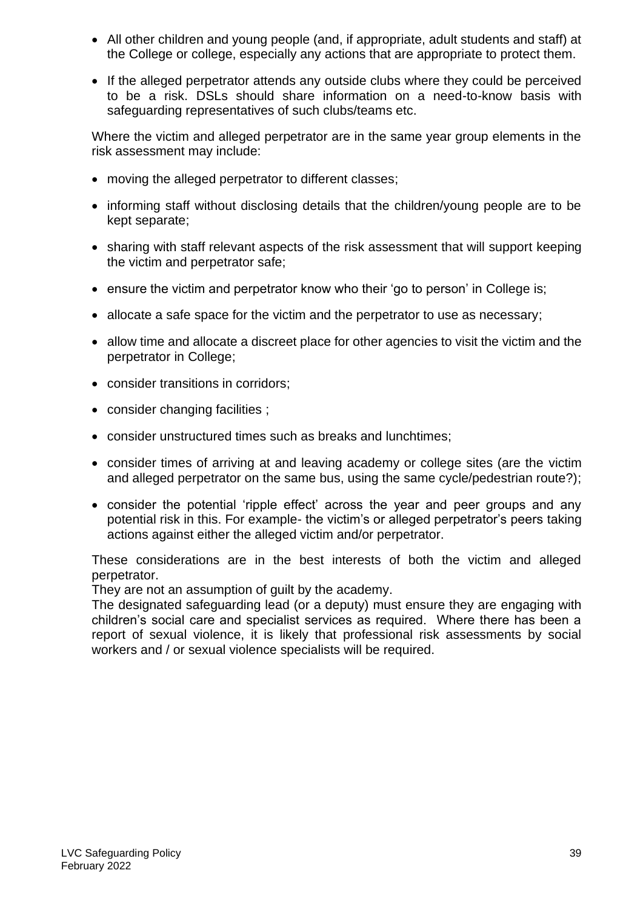- All other children and young people (and, if appropriate, adult students and staff) at the College or college, especially any actions that are appropriate to protect them.
- If the alleged perpetrator attends any outside clubs where they could be perceived to be a risk. DSLs should share information on a need-to-know basis with safeguarding representatives of such clubs/teams etc.

Where the victim and alleged perpetrator are in the same year group elements in the risk assessment may include:

- moving the alleged perpetrator to different classes;
- informing staff without disclosing details that the children/young people are to be kept separate;
- sharing with staff relevant aspects of the risk assessment that will support keeping the victim and perpetrator safe;
- ensure the victim and perpetrator know who their 'go to person' in College is;
- allocate a safe space for the victim and the perpetrator to use as necessary;
- allow time and allocate a discreet place for other agencies to visit the victim and the perpetrator in College;
- consider transitions in corridors;
- consider changing facilities ;
- consider unstructured times such as breaks and lunchtimes;
- consider times of arriving at and leaving academy or college sites (are the victim and alleged perpetrator on the same bus, using the same cycle/pedestrian route?);
- consider the potential 'ripple effect' across the year and peer groups and any potential risk in this. For example- the victim's or alleged perpetrator's peers taking actions against either the alleged victim and/or perpetrator.

These considerations are in the best interests of both the victim and alleged perpetrator.

They are not an assumption of guilt by the academy.

The designated safeguarding lead (or a deputy) must ensure they are engaging with children's social care and specialist services as required. Where there has been a report of sexual violence, it is likely that professional risk assessments by social workers and / or sexual violence specialists will be required.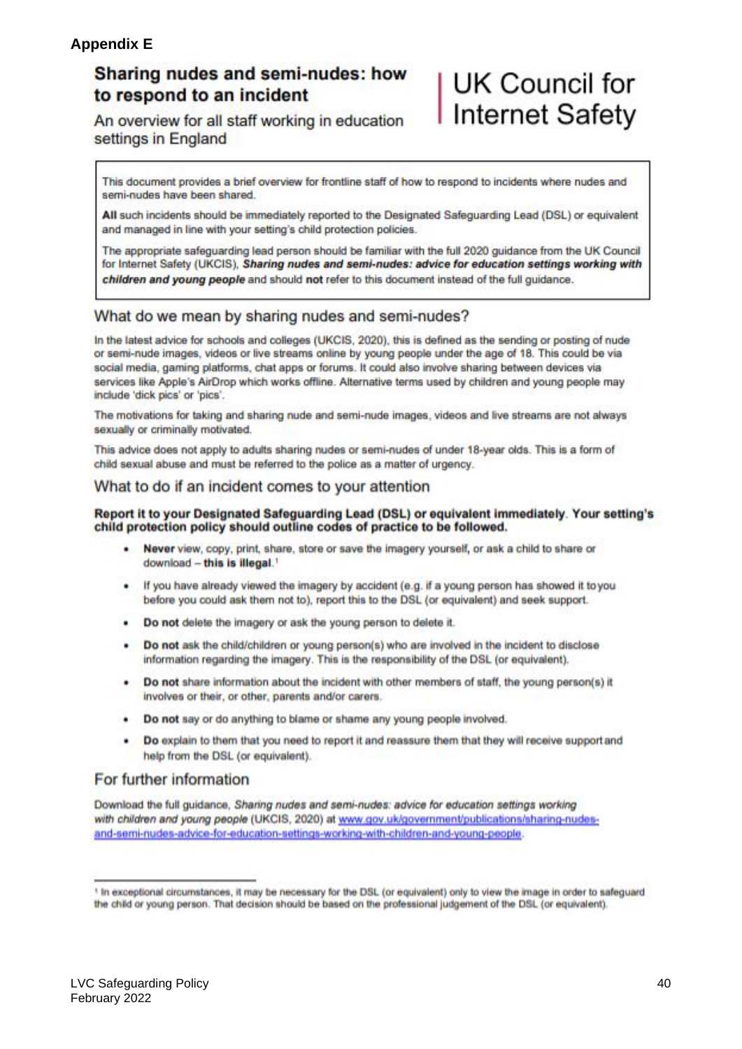**Appendix E**

## Sharing nudes and semi-nudes: how to respond to an incident

An overview for all staff working in education settings in England

UK Council for Internet Safety

This document provides a brief overview for frontline staff of how to respond to incidents where nudes and semi-nudes have been shared.

**All** such incidents should be immediately reported to the Designated Safeguarding Lead (DSL) or equivalent and managed in line with your setting's child protection policies.

The appropriate safeguarding lead person should be familiar with the full 2020 guidance from the UK Council for Internet Safety (UKCIS), ***Sharing nudes and semi-nudes: advice for education settings working with children and young people*** and should **not** refer to this document instead of the full guidance.

### What do we mean by sharing nudes and semi-nudes?

In the latest advice for schools and colleges (UKCIS, 2020), this is defined as the sending or posting of nude or semi-nude images, videos or live streams online by young people under the age of 18. This could be via social media, gaming platforms, chat apps or forums. It could also involve sharing between devices via services like Apple's AirDrop which works offline. Alternative terms used by children and young people may include 'dick pics' or 'pics'.

The motivations for taking and sharing nude and semi-nude images, videos and live streams are not always sexually or criminally motivated.

This advice does not apply to adults sharing nudes or semi-nudes of under 18-year olds. This is a form of child sexual abuse and must be referred to the police as a matter of urgency.

### What to do if an incident comes to your attention

**Report it to your Designated Safeguarding Lead (DSL) or equivalent immediately. Your setting's child protection policy should outline codes of practice to be followed.**

- **Never** view, copy, print, share, store or save the imagery yourself, or ask a child to share or download – **this is illegal**.[1]
- If you have already viewed the imagery by accident (e.g. if a young person has showed it to you before you could ask them not to), report this to the DSL (or equivalent) and seek support.
- **Do not** delete the imagery or ask the young person to delete it.
- **Do not** ask the child/children or young person(s) who are involved in the incident to disclose information regarding the imagery. This is the responsibility of the DSL (or equivalent).
- **Do not** share information about the incident with other members of staff, the young person(s) it involves or their, or other, parents and/or carers.
- **Do not** say or do anything to blame or shame any young people involved.
- **Do** explain to them that you need to report it and reassure them that they will receive support and help from the DSL (or equivalent).

### For further information

Download the full guidance, *Sharing nudes and semi-nudes: advice for education settings working with children and young people* (UKCIS, 2020) at www.gov.uk/government/publications/sharing-nudes-and-semi-nudes-advice-for-education-settings-working-with-children-and-young-people.

[1] In exceptional circumstances, it may be necessary for the DSL (or equivalent) only to view the image in order to safeguard the child or young person. That decision should be based on the professional judgement of the DSL (or equivalent).